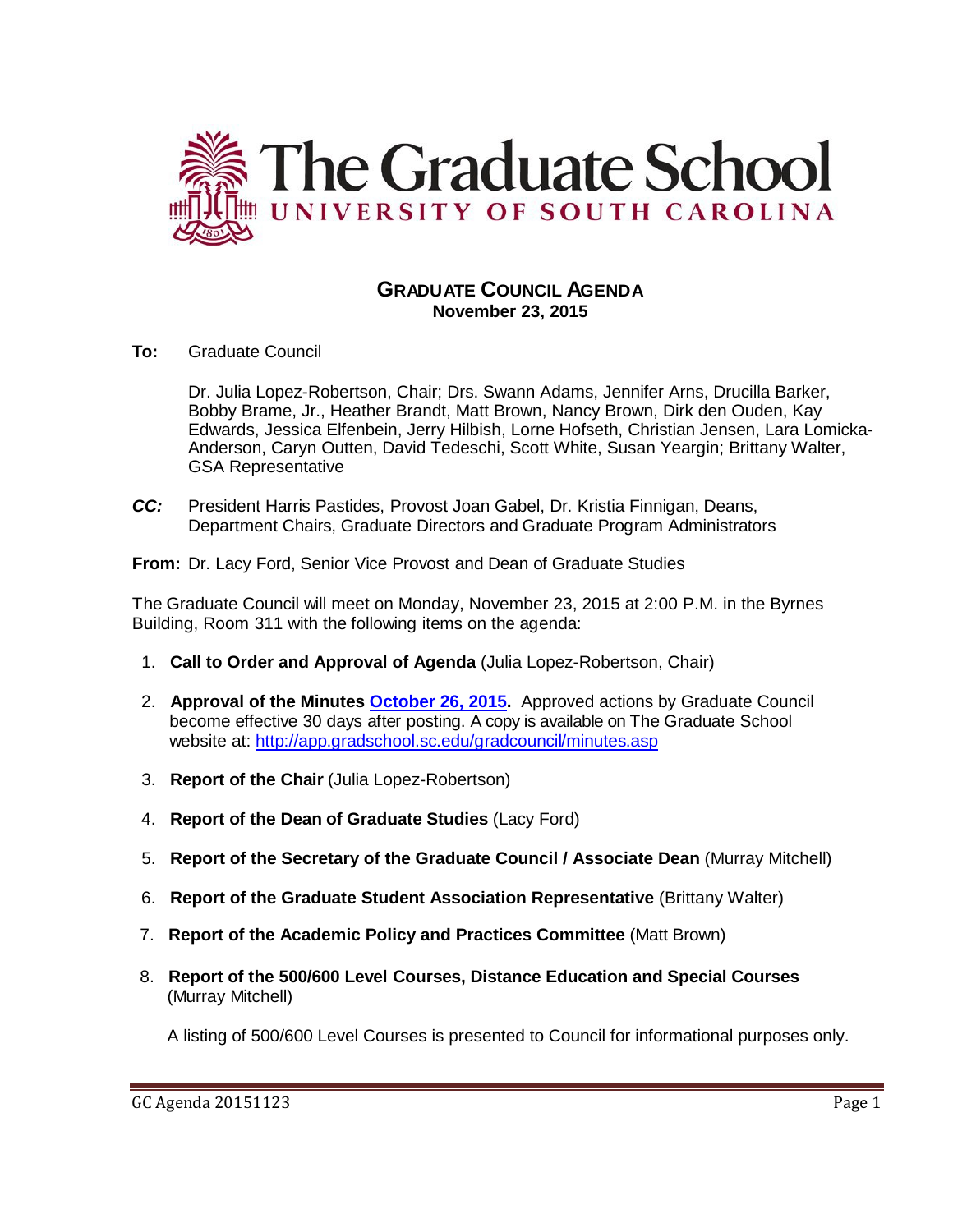# The Graduate School
## UNIVERSITY OF SOUTH CAROLINA

### GRADUATE COUNCIL AGENDA
**November 23, 2015**

**To:** Graduate Council

Dr. Julia Lopez-Robertson, Chair; Drs. Swann Adams, Jennifer Arns, Drucilla Barker, Bobby Brame, Jr., Heather Brandt, Matt Brown, Nancy Brown, Dirk den Ouden, Kay Edwards, Jessica Elfenbein, Jerry Hilbish, Lorne Hofseth, Christian Jensen, Lara Lomicka-Anderson, Caryn Outten, David Tedeschi, Scott White, Susan Yeargin; Brittany Walter, GSA Representative

***CC:*** President Harris Pastides, Provost Joan Gabel, Dr. Kristia Finnigan, Deans, Department Chairs, Graduate Directors and Graduate Program Administrators

**From:** Dr. Lacy Ford, Senior Vice Provost and Dean of Graduate Studies

The Graduate Council will meet on Monday, November 23, 2015 at 2:00 P.M. in the Byrnes Building, Room 311 with the following items on the agenda:

1. **Call to Order and Approval of Agenda** (Julia Lopez-Robertson, Chair)
2. **Approval of the Minutes October 26, 2015.** Approved actions by Graduate Council become effective 30 days after posting. A copy is available on The Graduate School website at: http://app.gradschool.sc.edu/gradcouncil/minutes.asp
3. **Report of the Chair** (Julia Lopez-Robertson)
4. **Report of the Dean of Graduate Studies** (Lacy Ford)
5. **Report of the Secretary of the Graduate Council / Associate Dean** (Murray Mitchell)
6. **Report of the Graduate Student Association Representative** (Brittany Walter)
7. **Report of the Academic Policy and Practices Committee** (Matt Brown)
8. **Report of the 500/600 Level Courses, Distance Education and Special Courses** (Murray Mitchell)

   A listing of 500/600 Level Courses is presented to Council for informational purposes only.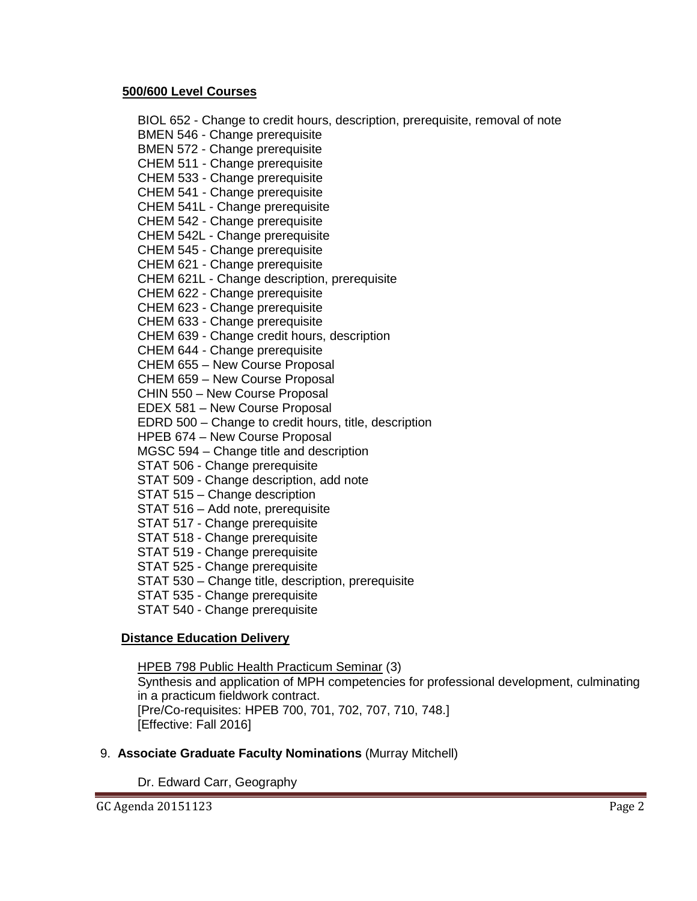**500/600 Level Courses**

BIOL 652 - Change to credit hours, description, prerequisite, removal of note
BMEN 546 - Change prerequisite
BMEN 572 - Change prerequisite
CHEM 511 - Change prerequisite
CHEM 533 - Change prerequisite
CHEM 541 - Change prerequisite
CHEM 541L - Change prerequisite
CHEM 542 - Change prerequisite
CHEM 542L - Change prerequisite
CHEM 545 - Change prerequisite
CHEM 621 - Change prerequisite
CHEM 621L - Change description, prerequisite
CHEM 622 - Change prerequisite
CHEM 623 - Change prerequisite
CHEM 633 - Change prerequisite
CHEM 639 - Change credit hours, description
CHEM 644 - Change prerequisite
CHEM 655 – New Course Proposal
CHEM 659 – New Course Proposal
CHIN 550 – New Course Proposal
EDEX 581 – New Course Proposal
EDRD 500 – Change to credit hours, title, description
HPEB 674 – New Course Proposal
MGSC 594 – Change title and description
STAT 506 - Change prerequisite
STAT 509 - Change description, add note
STAT 515 – Change description
STAT 516 – Add note, prerequisite
STAT 517 - Change prerequisite
STAT 518 - Change prerequisite
STAT 519 - Change prerequisite
STAT 525 - Change prerequisite
STAT 530 – Change title, description, prerequisite
STAT 535 - Change prerequisite
STAT 540 - Change prerequisite

**Distance Education Delivery**

HPEB 798 Public Health Practicum Seminar (3)
Synthesis and application of MPH competencies for professional development, culminating in a practicum fieldwork contract.
[Pre/Co-requisites: HPEB 700, 701, 702, 707, 710, 748.]
[Effective: Fall 2016]

9. **Associate Graduate Faculty Nominations** (Murray Mitchell)

Dr. Edward Carr, Geography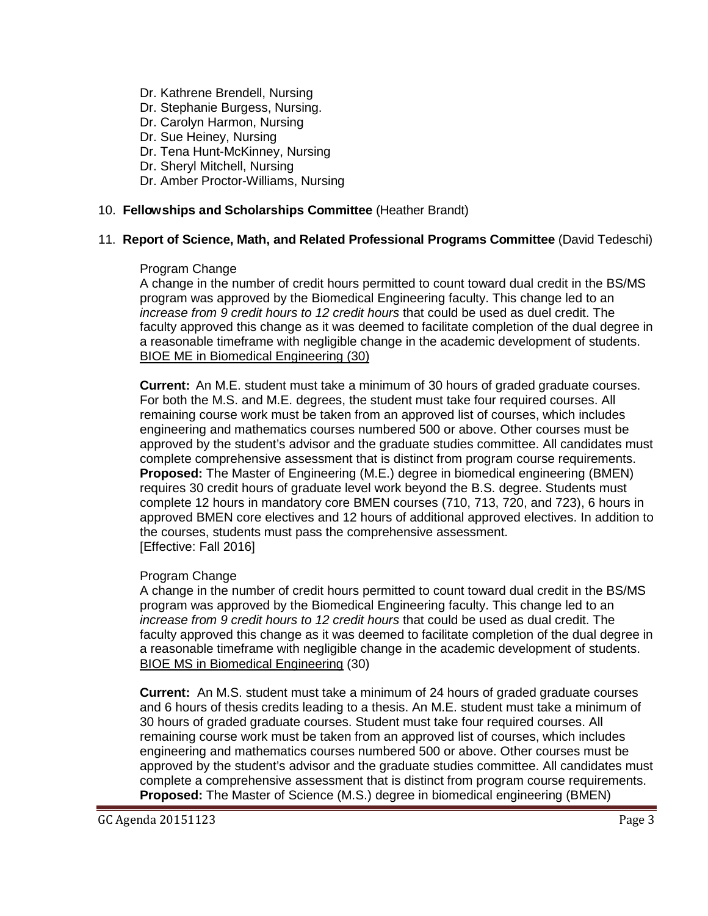Dr. Kathrene Brendell, Nursing
Dr. Stephanie Burgess, Nursing.
Dr. Carolyn Harmon, Nursing
Dr. Sue Heiney, Nursing
Dr. Tena Hunt-McKinney, Nursing
Dr. Sheryl Mitchell, Nursing
Dr. Amber Proctor-Williams, Nursing

10. **Fellowships and Scholarships Committee** (Heather Brandt)

11. **Report of Science, Math, and Related Professional Programs Committee** (David Tedeschi)

Program Change
A change in the number of credit hours permitted to count toward dual credit in the BS/MS program was approved by the Biomedical Engineering faculty. This change led to an *increase from 9 credit hours to 12 credit hours* that could be used as duel credit. The faculty approved this change as it was deemed to facilitate completion of the dual degree in a reasonable timeframe with negligible change in the academic development of students.
BIOE ME in Biomedical Engineering (30)

**Current:** An M.E. student must take a minimum of 30 hours of graded graduate courses. For both the M.S. and M.E. degrees, the student must take four required courses. All remaining course work must be taken from an approved list of courses, which includes engineering and mathematics courses numbered 500 or above. Other courses must be approved by the student's advisor and the graduate studies committee. All candidates must complete comprehensive assessment that is distinct from program course requirements.
**Proposed:** The Master of Engineering (M.E.) degree in biomedical engineering (BMEN) requires 30 credit hours of graduate level work beyond the B.S. degree. Students must complete 12 hours in mandatory core BMEN courses (710, 713, 720, and 723), 6 hours in approved BMEN core electives and 12 hours of additional approved electives. In addition to the courses, students must pass the comprehensive assessment.
[Effective: Fall 2016]

Program Change
A change in the number of credit hours permitted to count toward dual credit in the BS/MS program was approved by the Biomedical Engineering faculty. This change led to an *increase from 9 credit hours to 12 credit hours* that could be used as dual credit. The faculty approved this change as it was deemed to facilitate completion of the dual degree in a reasonable timeframe with negligible change in the academic development of students.
BIOE MS in Biomedical Engineering (30)

**Current:** An M.S. student must take a minimum of 24 hours of graded graduate courses and 6 hours of thesis credits leading to a thesis. An M.E. student must take a minimum of 30 hours of graded graduate courses. Student must take four required courses. All remaining course work must be taken from an approved list of courses, which includes engineering and mathematics courses numbered 500 or above. Other courses must be approved by the student's advisor and the graduate studies committee. All candidates must complete a comprehensive assessment that is distinct from program course requirements.
**Proposed:** The Master of Science (M.S.) degree in biomedical engineering (BMEN)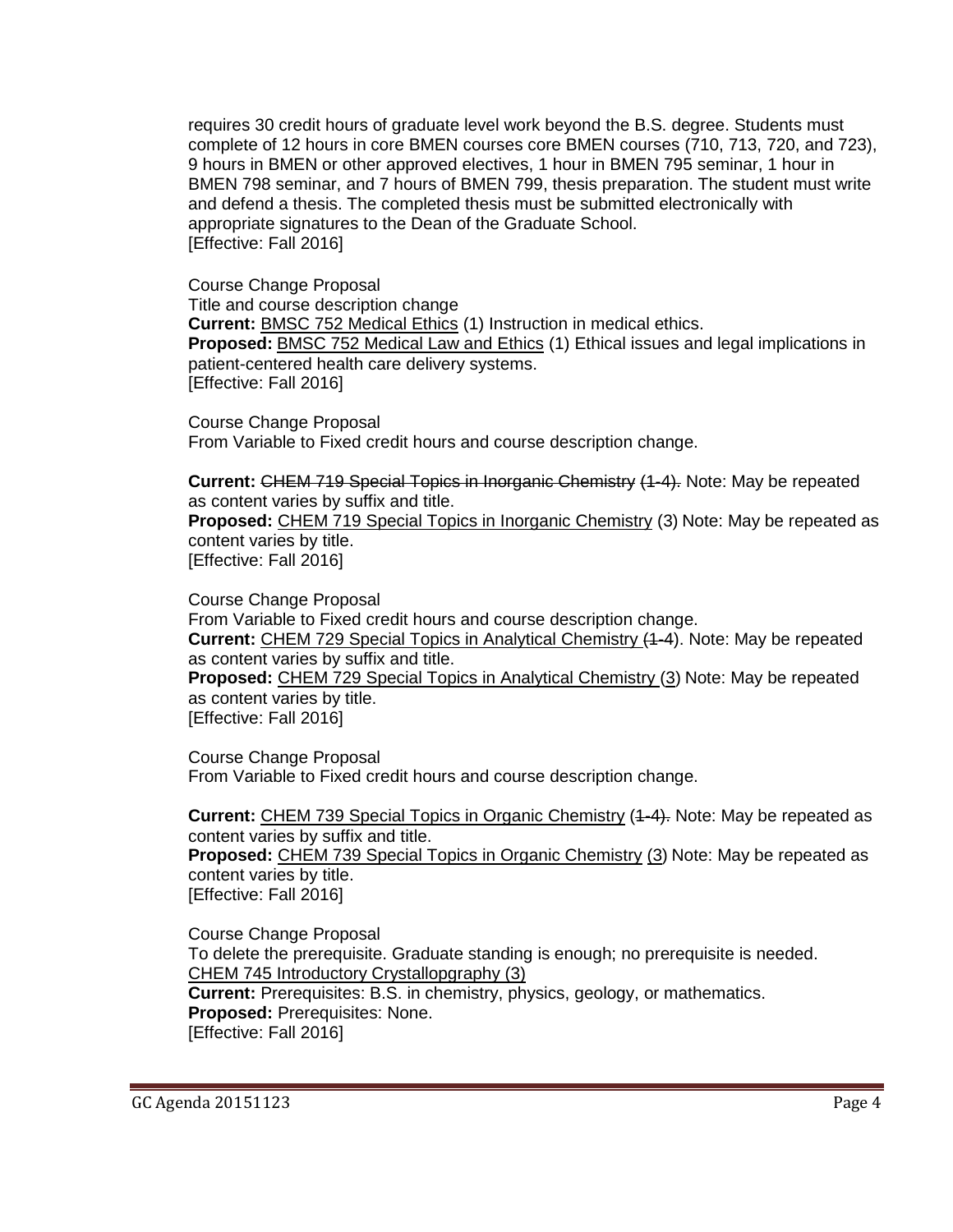requires 30 credit hours of graduate level work beyond the B.S. degree. Students must complete of 12 hours in core BMEN courses core BMEN courses (710, 713, 720, and 723), 9 hours in BMEN or other approved electives, 1 hour in BMEN 795 seminar, 1 hour in BMEN 798 seminar, and 7 hours of BMEN 799, thesis preparation. The student must write and defend a thesis. The completed thesis must be submitted electronically with appropriate signatures to the Dean of the Graduate School.
[Effective: Fall 2016]

Course Change Proposal
Title and course description change
**Current:** <u>BMSC 752 Medical Ethics</u> (1) Instruction in medical ethics.
**Proposed:** <u>BMSC 752 Medical Law and Ethics</u> (1) Ethical issues and legal implications in patient-centered health care delivery systems.
[Effective: Fall 2016]

Course Change Proposal
From Variable to Fixed credit hours and course description change.

**Current:** ~~CHEM 719 Special Topics in Inorganic Chemistry (1-4).~~ Note: May be repeated as content varies by suffix and title.
**Proposed:** <u>CHEM 719 Special Topics in Inorganic Chemistry</u> (3) Note: May be repeated as content varies by title.
[Effective: Fall 2016]

Course Change Proposal
From Variable to Fixed credit hours and course description change.
**Current:** <u>CHEM 729 Special Topics in Analytical Chemistry</u> (~~1-4~~). Note: May be repeated as content varies by suffix and title.
**Proposed:** <u>CHEM 729 Special Topics in Analytical Chemistry</u> (<u>3</u>) Note: May be repeated as content varies by title.
[Effective: Fall 2016]

Course Change Proposal
From Variable to Fixed credit hours and course description change.

**Current:** <u>CHEM 739 Special Topics in Organic Chemistry</u> (~~1-4).~~ Note: May be repeated as content varies by suffix and title.
**Proposed:** <u>CHEM 739 Special Topics in Organic Chemistry</u> (<u>3</u>) Note: May be repeated as content varies by title.
[Effective: Fall 2016]

Course Change Proposal
To delete the prerequisite. Graduate standing is enough; no prerequisite is needed.
<u>CHEM 745 Introductory Crystallopgraphy (3)</u>
**Current:** Prerequisites: B.S. in chemistry, physics, geology, or mathematics.
**Proposed:** Prerequisites: None.
[Effective: Fall 2016]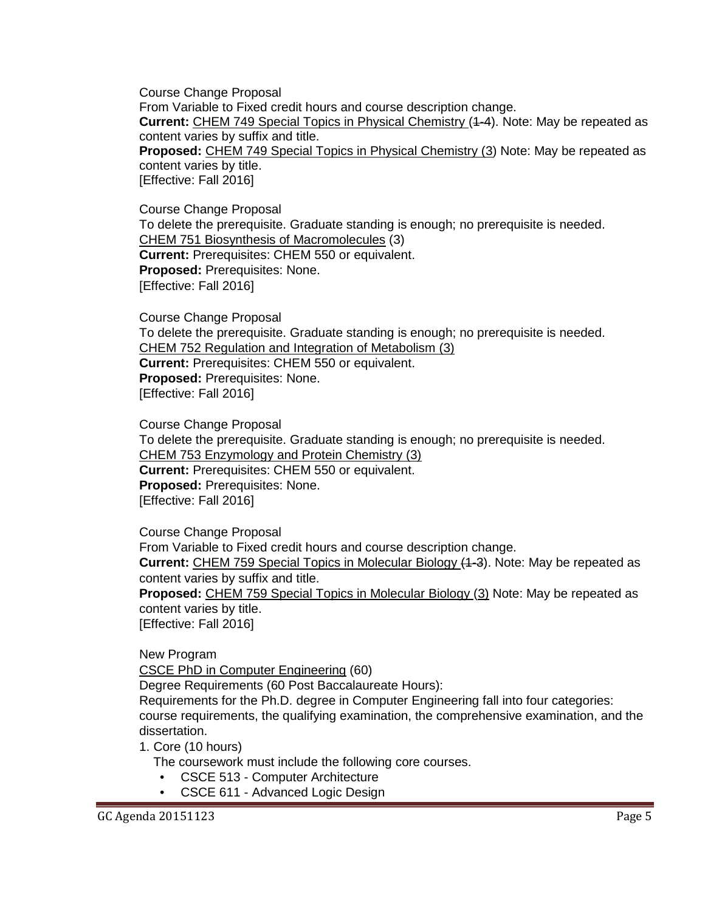Course Change Proposal
From Variable to Fixed credit hours and course description change.
**Current:** CHEM 749 Special Topics in Physical Chemistry (~~1-4~~). Note: May be repeated as content varies by suffix and title.
**Proposed:** CHEM 749 Special Topics in Physical Chemistry (3) Note: May be repeated as content varies by title.
[Effective: Fall 2016]

Course Change Proposal
To delete the prerequisite. Graduate standing is enough; no prerequisite is needed.
CHEM 751 Biosynthesis of Macromolecules (3)
**Current:** Prerequisites: CHEM 550 or equivalent.
**Proposed:** Prerequisites: None.
[Effective: Fall 2016]

Course Change Proposal
To delete the prerequisite. Graduate standing is enough; no prerequisite is needed.
CHEM 752 Regulation and Integration of Metabolism (3)
**Current:** Prerequisites: CHEM 550 or equivalent.
**Proposed:** Prerequisites: None.
[Effective: Fall 2016]

Course Change Proposal
To delete the prerequisite. Graduate standing is enough; no prerequisite is needed.
CHEM 753 Enzymology and Protein Chemistry (3)
**Current:** Prerequisites: CHEM 550 or equivalent.
**Proposed:** Prerequisites: None.
[Effective: Fall 2016]

Course Change Proposal
From Variable to Fixed credit hours and course description change.
**Current:** CHEM 759 Special Topics in Molecular Biology (~~1-3~~). Note: May be repeated as content varies by suffix and title.
**Proposed:** CHEM 759 Special Topics in Molecular Biology (3) Note: May be repeated as content varies by title.
[Effective: Fall 2016]

New Program
CSCE PhD in Computer Engineering (60)
Degree Requirements (60 Post Baccalaureate Hours):
Requirements for the Ph.D. degree in Computer Engineering fall into four categories: course requirements, the qualifying examination, the comprehensive examination, and the dissertation.

1. Core (10 hours)
   The coursework must include the following core courses.
   - CSCE 513 - Computer Architecture
   - CSCE 611 - Advanced Logic Design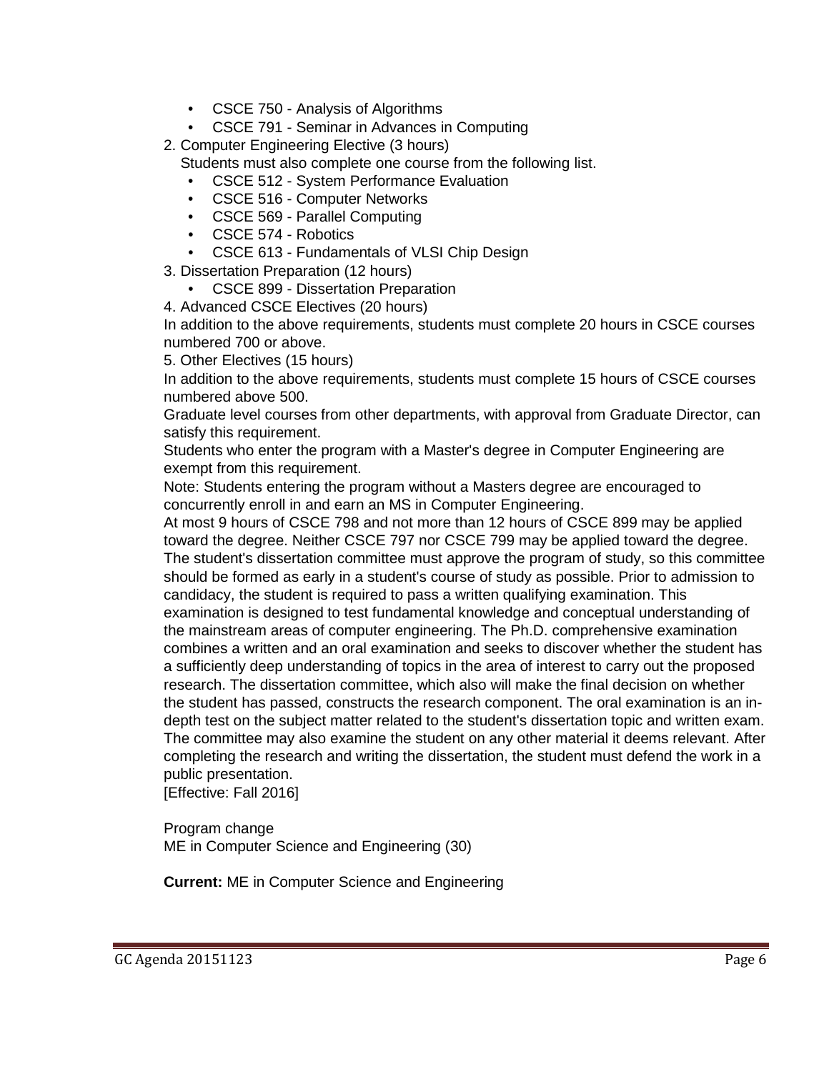- CSCE 750 - Analysis of Algorithms
- CSCE 791 - Seminar in Advances in Computing

2. Computer Engineering Elective (3 hours)
   Students must also complete one course from the following list.
   - CSCE 512 - System Performance Evaluation
   - CSCE 516 - Computer Networks
   - CSCE 569 - Parallel Computing
   - CSCE 574 - Robotics
   - CSCE 613 - Fundamentals of VLSI Chip Design
3. Dissertation Preparation (12 hours)
   - CSCE 899 - Dissertation Preparation
4. Advanced CSCE Electives (20 hours)

In addition to the above requirements, students must complete 20 hours in CSCE courses numbered 700 or above.

5. Other Electives (15 hours)

In addition to the above requirements, students must complete 15 hours of CSCE courses numbered above 500.

Graduate level courses from other departments, with approval from Graduate Director, can satisfy this requirement.

Students who enter the program with a Master's degree in Computer Engineering are exempt from this requirement.

Note: Students entering the program without a Masters degree are encouraged to concurrently enroll in and earn an MS in Computer Engineering.

At most 9 hours of CSCE 798 and not more than 12 hours of CSCE 899 may be applied toward the degree. Neither CSCE 797 nor CSCE 799 may be applied toward the degree. The student's dissertation committee must approve the program of study, so this committee should be formed as early in a student's course of study as possible. Prior to admission to candidacy, the student is required to pass a written qualifying examination. This examination is designed to test fundamental knowledge and conceptual understanding of the mainstream areas of computer engineering. The Ph.D. comprehensive examination combines a written and an oral examination and seeks to discover whether the student has a sufficiently deep understanding of topics in the area of interest to carry out the proposed research. The dissertation committee, which also will make the final decision on whether the student has passed, constructs the research component. The oral examination is an in-depth test on the subject matter related to the student's dissertation topic and written exam. The committee may also examine the student on any other material it deems relevant. After completing the research and writing the dissertation, the student must defend the work in a public presentation.

[Effective: Fall 2016]

Program change

ME in Computer Science and Engineering (30)

**Current:** ME in Computer Science and Engineering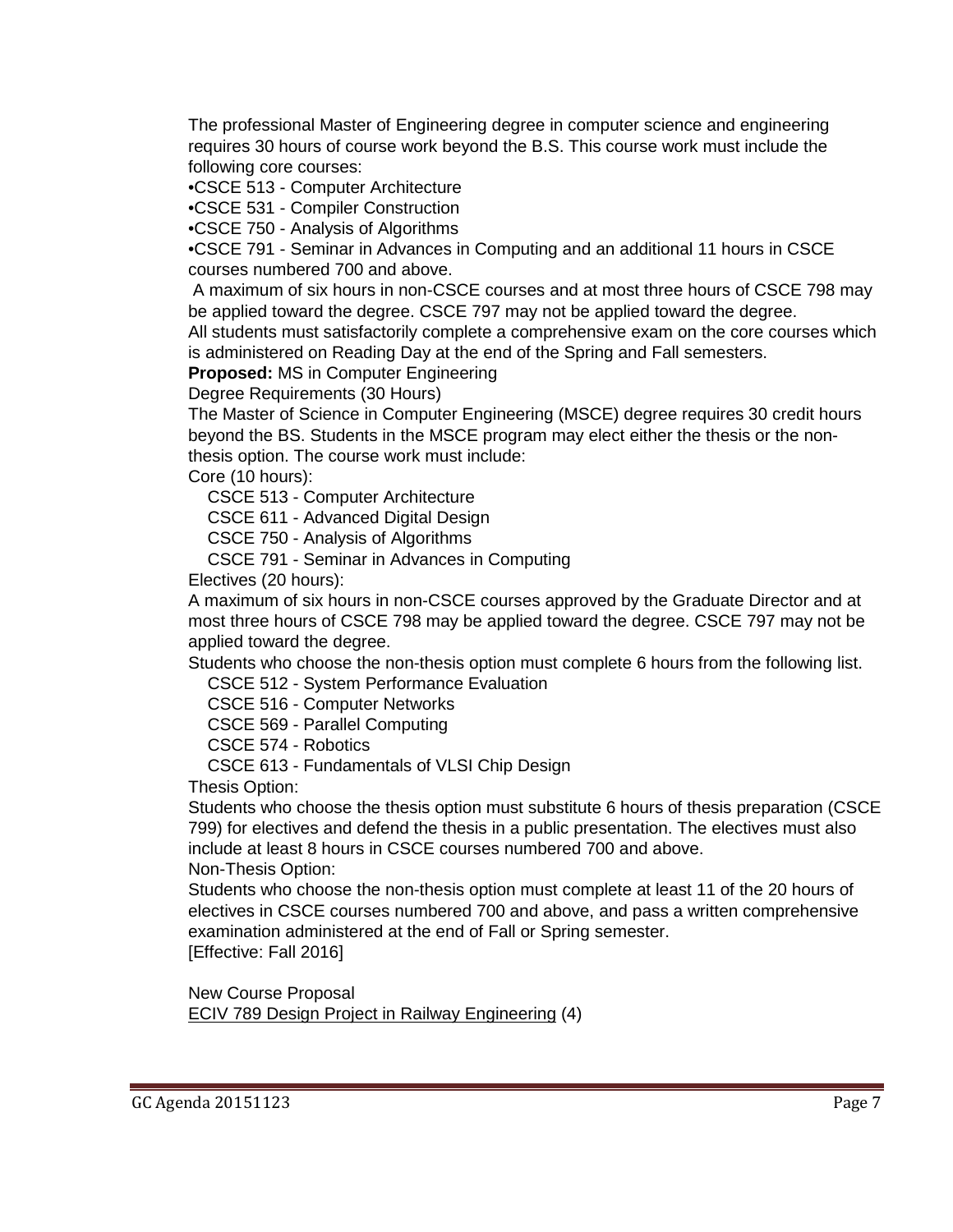The professional Master of Engineering degree in computer science and engineering requires 30 hours of course work beyond the B.S. This course work must include the following core courses:

•CSCE 513 - Computer Architecture
•CSCE 531 - Compiler Construction
•CSCE 750 - Analysis of Algorithms
•CSCE 791 - Seminar in Advances in Computing and an additional 11 hours in CSCE courses numbered 700 and above.

A maximum of six hours in non-CSCE courses and at most three hours of CSCE 798 may be applied toward the degree. CSCE 797 may not be applied toward the degree.
All students must satisfactorily complete a comprehensive exam on the core courses which is administered on Reading Day at the end of the Spring and Fall semesters.

**Proposed:** MS in Computer Engineering

Degree Requirements (30 Hours)

The Master of Science in Computer Engineering (MSCE) degree requires 30 credit hours beyond the BS. Students in the MSCE program may elect either the thesis or the non-thesis option. The course work must include:

Core (10 hours):

- CSCE 513 - Computer Architecture
- CSCE 611 - Advanced Digital Design
- CSCE 750 - Analysis of Algorithms
- CSCE 791 - Seminar in Advances in Computing

Electives (20 hours):

A maximum of six hours in non-CSCE courses approved by the Graduate Director and at most three hours of CSCE 798 may be applied toward the degree. CSCE 797 may not be applied toward the degree.

Students who choose the non-thesis option must complete 6 hours from the following list.

- CSCE 512 - System Performance Evaluation
- CSCE 516 - Computer Networks
- CSCE 569 - Parallel Computing
- CSCE 574 - Robotics
- CSCE 613 - Fundamentals of VLSI Chip Design

Thesis Option:

Students who choose the thesis option must substitute 6 hours of thesis preparation (CSCE 799) for electives and defend the thesis in a public presentation. The electives must also include at least 8 hours in CSCE courses numbered 700 and above.

Non-Thesis Option:

Students who choose the non-thesis option must complete at least 11 of the 20 hours of electives in CSCE courses numbered 700 and above, and pass a written comprehensive examination administered at the end of Fall or Spring semester.

[Effective: Fall 2016]

New Course Proposal

ECIV 789 Design Project in Railway Engineering (4)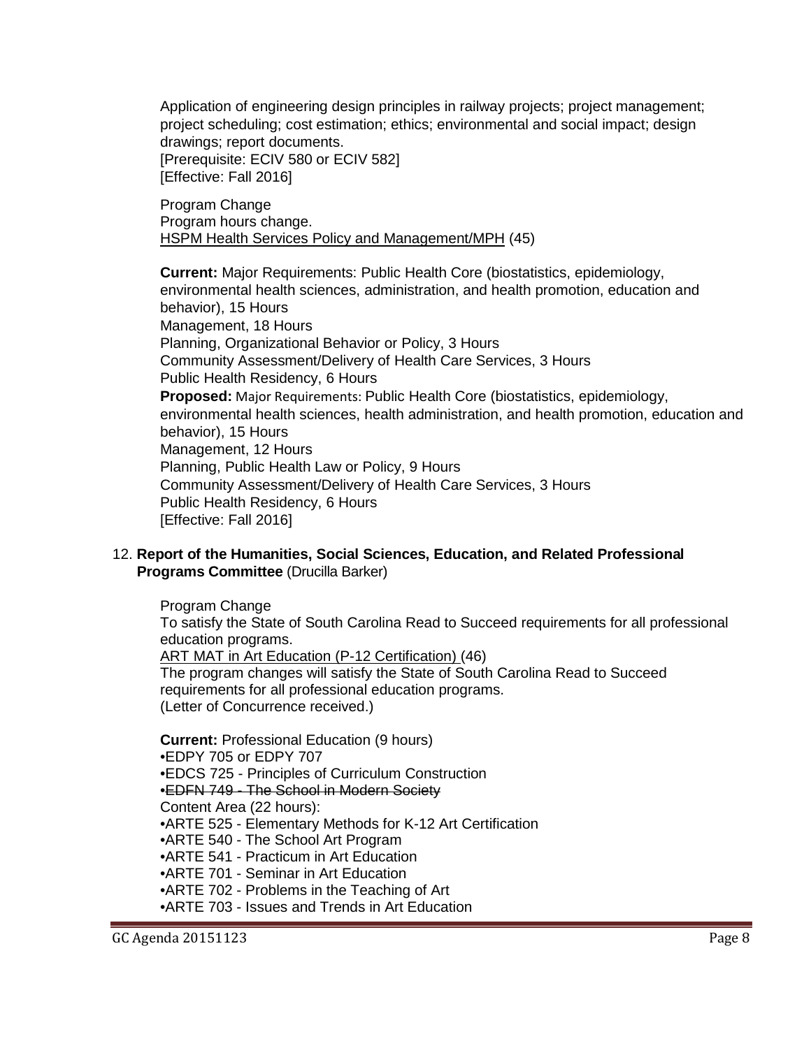Application of engineering design principles in railway projects; project management; project scheduling; cost estimation; ethics; environmental and social impact; design drawings; report documents.
[Prerequisite: ECIV 580 or ECIV 582]
[Effective: Fall 2016]

Program Change
Program hours change.
HSPM Health Services Policy and Management/MPH (45)

**Current:** Major Requirements: Public Health Core (biostatistics, epidemiology, environmental health sciences, administration, and health promotion, education and behavior), 15 Hours
Management, 18 Hours
Planning, Organizational Behavior or Policy, 3 Hours
Community Assessment/Delivery of Health Care Services, 3 Hours
Public Health Residency, 6 Hours
**Proposed:** Major Requirements: Public Health Core (biostatistics, epidemiology, environmental health sciences, health administration, and health promotion, education and behavior), 15 Hours
Management, 12 Hours
Planning, Public Health Law or Policy, 9 Hours
Community Assessment/Delivery of Health Care Services, 3 Hours
Public Health Residency, 6 Hours
[Effective: Fall 2016]

12. **Report of the Humanities, Social Sciences, Education, and Related Professional Programs Committee** (Drucilla Barker)

Program Change
To satisfy the State of South Carolina Read to Succeed requirements for all professional education programs.
ART MAT in Art Education (P-12 Certification) (46)
The program changes will satisfy the State of South Carolina Read to Succeed requirements for all professional education programs.
(Letter of Concurrence received.)

**Current:** Professional Education (9 hours)
•EDPY 705 or EDPY 707
•EDCS 725 - Principles of Curriculum Construction
•~~EDFN 749 - The School in Modern Society~~
Content Area (22 hours):
•ARTE 525 - Elementary Methods for K-12 Art Certification
•ARTE 540 - The School Art Program
•ARTE 541 - Practicum in Art Education
•ARTE 701 - Seminar in Art Education
•ARTE 702 - Problems in the Teaching of Art
•ARTE 703 - Issues and Trends in Art Education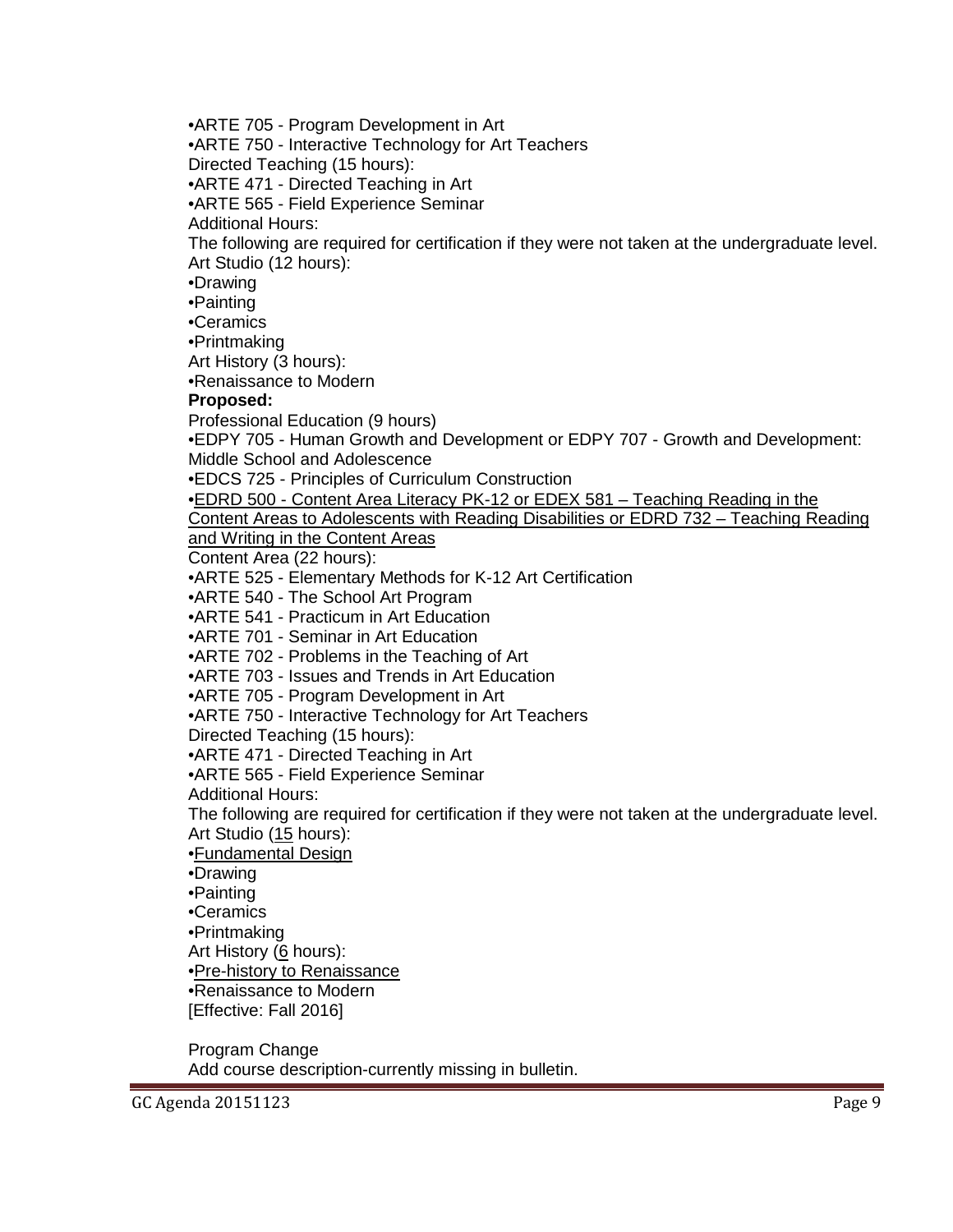•ARTE 705 - Program Development in Art
•ARTE 750 - Interactive Technology for Art Teachers
Directed Teaching (15 hours):
•ARTE 471 - Directed Teaching in Art
•ARTE 565 - Field Experience Seminar
Additional Hours:
The following are required for certification if they were not taken at the undergraduate level.
Art Studio (12 hours):
•Drawing
•Painting
•Ceramics
•Printmaking
Art History (3 hours):
•Renaissance to Modern

**Proposed:**

Professional Education (9 hours)
•EDPY 705 - Human Growth and Development or EDPY 707 - Growth and Development: Middle School and Adolescence
•EDCS 725 - Principles of Curriculum Construction
•<u>EDRD 500 - Content Area Literacy PK-12 or EDEX 581 – Teaching Reading in the Content Areas to Adolescents with Reading Disabilities or EDRD 732 – Teaching Reading and Writing in the Content Areas</u>
Content Area (22 hours):
•ARTE 525 - Elementary Methods for K-12 Art Certification
•ARTE 540 - The School Art Program
•ARTE 541 - Practicum in Art Education
•ARTE 701 - Seminar in Art Education
•ARTE 702 - Problems in the Teaching of Art
•ARTE 703 - Issues and Trends in Art Education
•ARTE 705 - Program Development in Art
•ARTE 750 - Interactive Technology for Art Teachers
Directed Teaching (15 hours):
•ARTE 471 - Directed Teaching in Art
•ARTE 565 - Field Experience Seminar
Additional Hours:
The following are required for certification if they were not taken at the undergraduate level.
Art Studio (<u>15</u> hours):
•<u>Fundamental Design</u>
•Drawing
•Painting
•Ceramics
•Printmaking
Art History (<u>6</u> hours):
•<u>Pre-history to Renaissance</u>
•Renaissance to Modern
[Effective: Fall 2016]

Program Change
Add course description-currently missing in bulletin.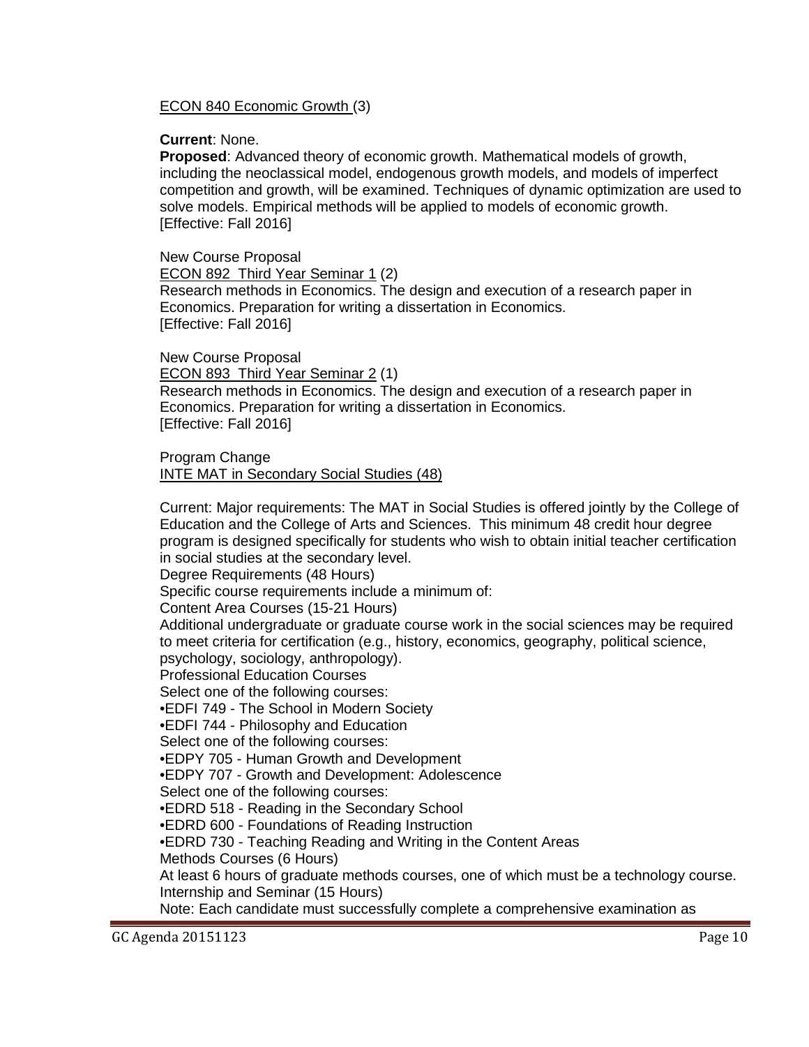ECON 840 Economic Growth (3)

**Current**: None.
**Proposed**: Advanced theory of economic growth. Mathematical models of growth, including the neoclassical model, endogenous growth models, and models of imperfect competition and growth, will be examined. Techniques of dynamic optimization are used to solve models. Empirical methods will be applied to models of economic growth.
[Effective: Fall 2016]

New Course Proposal
ECON 892 Third Year Seminar 1 (2)
Research methods in Economics. The design and execution of a research paper in Economics. Preparation for writing a dissertation in Economics.
[Effective: Fall 2016]

New Course Proposal
ECON 893 Third Year Seminar 2 (1)
Research methods in Economics. The design and execution of a research paper in Economics. Preparation for writing a dissertation in Economics.
[Effective: Fall 2016]

Program Change
INTE MAT in Secondary Social Studies (48)

Current: Major requirements: The MAT in Social Studies is offered jointly by the College of Education and the College of Arts and Sciences. This minimum 48 credit hour degree program is designed specifically for students who wish to obtain initial teacher certification in social studies at the secondary level.
Degree Requirements (48 Hours)
Specific course requirements include a minimum of:
Content Area Courses (15-21 Hours)
Additional undergraduate or graduate course work in the social sciences may be required to meet criteria for certification (e.g., history, economics, geography, political science, psychology, sociology, anthropology).
Professional Education Courses
Select one of the following courses:
•EDFI 749 - The School in Modern Society
•EDFI 744 - Philosophy and Education
Select one of the following courses:
•EDPY 705 - Human Growth and Development
•EDPY 707 - Growth and Development: Adolescence
Select one of the following courses:
•EDRD 518 - Reading in the Secondary School
•EDRD 600 - Foundations of Reading Instruction
•EDRD 730 - Teaching Reading and Writing in the Content Areas
Methods Courses (6 Hours)
At least 6 hours of graduate methods courses, one of which must be a technology course.
Internship and Seminar (15 Hours)
Note: Each candidate must successfully complete a comprehensive examination as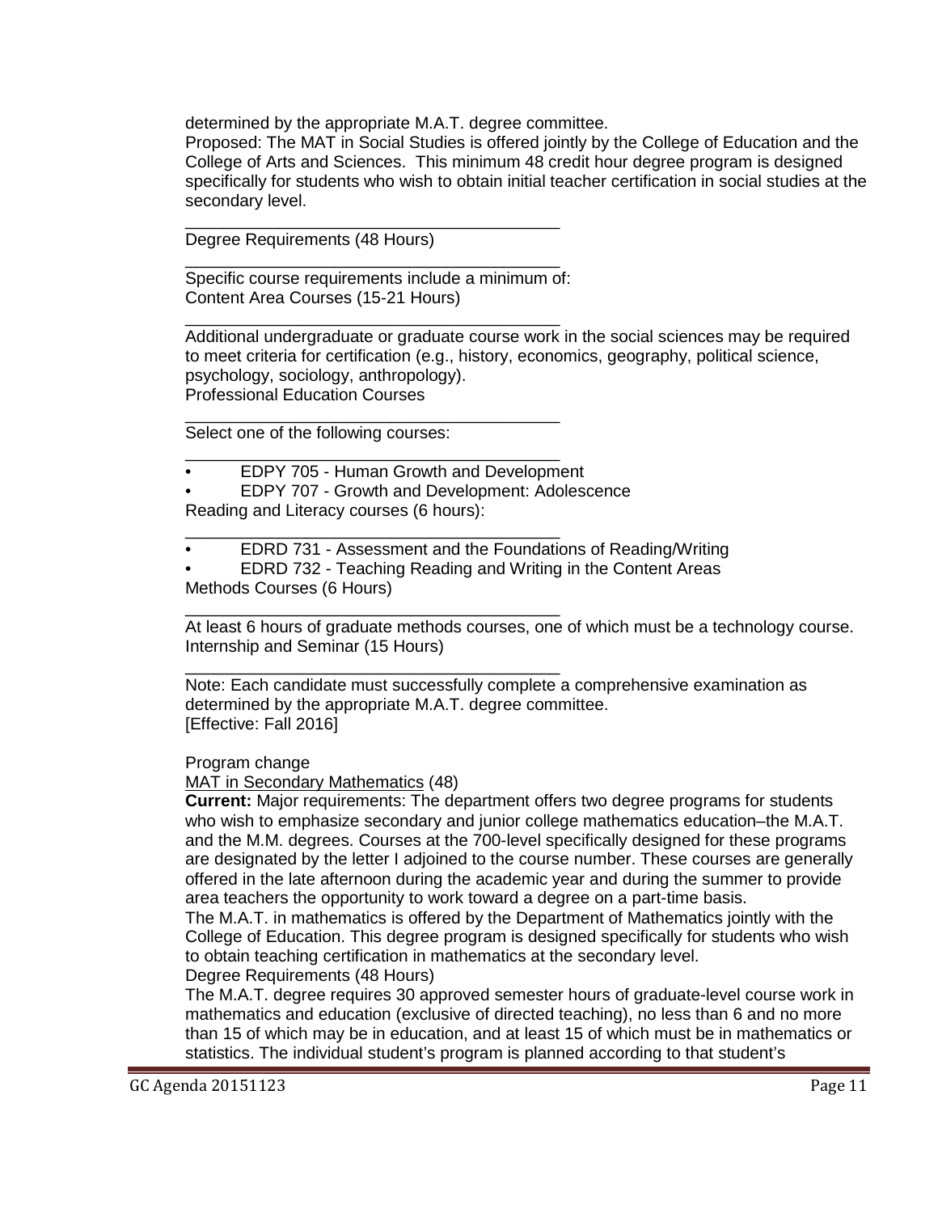determined by the appropriate M.A.T. degree committee.
Proposed: The MAT in Social Studies is offered jointly by the College of Education and the College of Arts and Sciences. This minimum 48 credit hour degree program is designed specifically for students who wish to obtain initial teacher certification in social studies at the secondary level.

---

Degree Requirements (48 Hours)

---

Specific course requirements include a minimum of:
Content Area Courses (15-21 Hours)

---

Additional undergraduate or graduate course work in the social sciences may be required to meet criteria for certification (e.g., history, economics, geography, political science, psychology, sociology, anthropology).
Professional Education Courses

---

Select one of the following courses:

---

- EDPY 705 - Human Growth and Development
- EDPY 707 - Growth and Development: Adolescence

Reading and Literacy courses (6 hours):

---

- EDRD 731 - Assessment and the Foundations of Reading/Writing
- EDRD 732 - Teaching Reading and Writing in the Content Areas

Methods Courses (6 Hours)

---

At least 6 hours of graduate methods courses, one of which must be a technology course.
Internship and Seminar (15 Hours)

---

Note: Each candidate must successfully complete a comprehensive examination as determined by the appropriate M.A.T. degree committee.
[Effective: Fall 2016]

Program change
<u>MAT in Secondary Mathematics</u> (48)
**Current:** Major requirements: The department offers two degree programs for students who wish to emphasize secondary and junior college mathematics education–the M.A.T. and the M.M. degrees. Courses at the 700-level specifically designed for these programs are designated by the letter I adjoined to the course number. These courses are generally offered in the late afternoon during the academic year and during the summer to provide area teachers the opportunity to work toward a degree on a part-time basis.
The M.A.T. in mathematics is offered by the Department of Mathematics jointly with the College of Education. This degree program is designed specifically for students who wish to obtain teaching certification in mathematics at the secondary level.
Degree Requirements (48 Hours)
The M.A.T. degree requires 30 approved semester hours of graduate-level course work in mathematics and education (exclusive of directed teaching), no less than 6 and no more than 15 of which may be in education, and at least 15 of which must be in mathematics or statistics. The individual student's program is planned according to that student's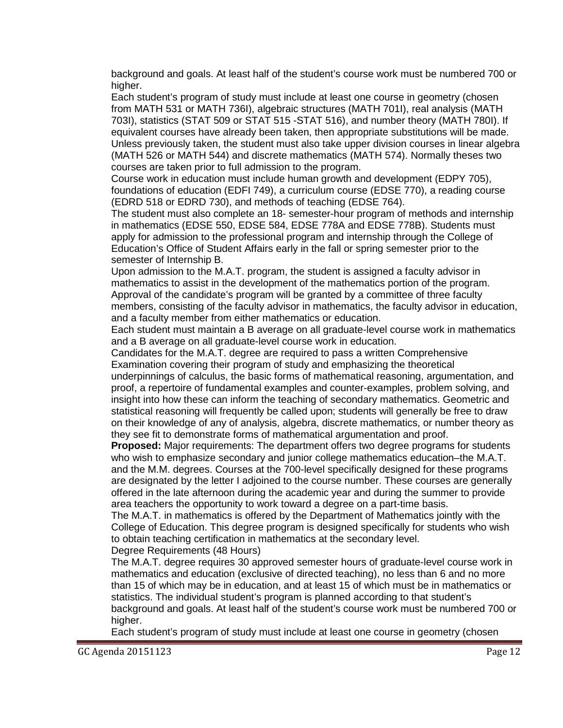background and goals. At least half of the student's course work must be numbered 700 or higher.

Each student's program of study must include at least one course in geometry (chosen from MATH 531 or MATH 736I), algebraic structures (MATH 701I), real analysis (MATH 703I), statistics (STAT 509 or STAT 515 -STAT 516), and number theory (MATH 780I). If equivalent courses have already been taken, then appropriate substitutions will be made. Unless previously taken, the student must also take upper division courses in linear algebra (MATH 526 or MATH 544) and discrete mathematics (MATH 574). Normally theses two courses are taken prior to full admission to the program.

Course work in education must include human growth and development (EDPY 705), foundations of education (EDFI 749), a curriculum course (EDSE 770), a reading course (EDRD 518 or EDRD 730), and methods of teaching (EDSE 764).

The student must also complete an 18- semester-hour program of methods and internship in mathematics (EDSE 550, EDSE 584, EDSE 778A and EDSE 778B). Students must apply for admission to the professional program and internship through the College of Education's Office of Student Affairs early in the fall or spring semester prior to the semester of Internship B.

Upon admission to the M.A.T. program, the student is assigned a faculty advisor in mathematics to assist in the development of the mathematics portion of the program. Approval of the candidate's program will be granted by a committee of three faculty members, consisting of the faculty advisor in mathematics, the faculty advisor in education, and a faculty member from either mathematics or education.

Each student must maintain a B average on all graduate-level course work in mathematics and a B average on all graduate-level course work in education.

Candidates for the M.A.T. degree are required to pass a written Comprehensive Examination covering their program of study and emphasizing the theoretical underpinnings of calculus, the basic forms of mathematical reasoning, argumentation, and proof, a repertoire of fundamental examples and counter-examples, problem solving, and insight into how these can inform the teaching of secondary mathematics. Geometric and statistical reasoning will frequently be called upon; students will generally be free to draw on their knowledge of any of analysis, algebra, discrete mathematics, or number theory as they see fit to demonstrate forms of mathematical argumentation and proof.

**Proposed:** Major requirements: The department offers two degree programs for students who wish to emphasize secondary and junior college mathematics education–the M.A.T. and the M.M. degrees. Courses at the 700-level specifically designed for these programs are designated by the letter I adjoined to the course number. These courses are generally offered in the late afternoon during the academic year and during the summer to provide area teachers the opportunity to work toward a degree on a part-time basis.

The M.A.T. in mathematics is offered by the Department of Mathematics jointly with the College of Education. This degree program is designed specifically for students who wish to obtain teaching certification in mathematics at the secondary level.

Degree Requirements (48 Hours)

The M.A.T. degree requires 30 approved semester hours of graduate-level course work in mathematics and education (exclusive of directed teaching), no less than 6 and no more than 15 of which may be in education, and at least 15 of which must be in mathematics or statistics. The individual student's program is planned according to that student's background and goals. At least half of the student's course work must be numbered 700 or higher.

Each student's program of study must include at least one course in geometry (chosen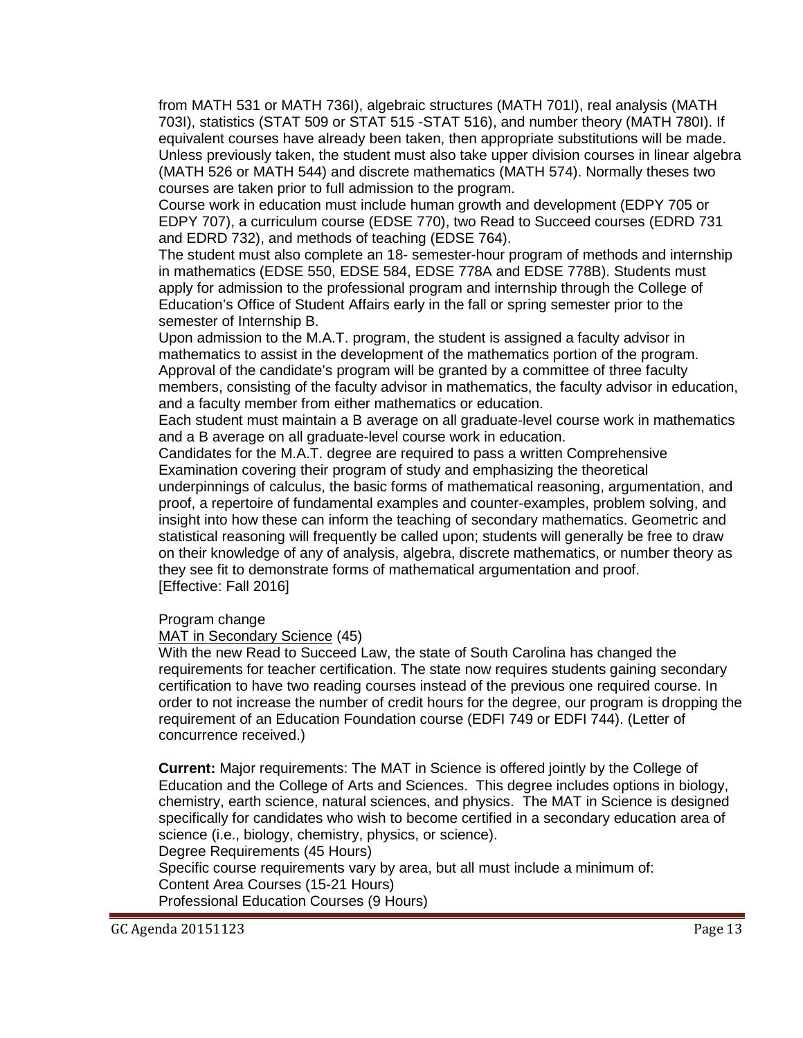from MATH 531 or MATH 736I), algebraic structures (MATH 701I), real analysis (MATH 703I), statistics (STAT 509 or STAT 515 -STAT 516), and number theory (MATH 780I). If equivalent courses have already been taken, then appropriate substitutions will be made. Unless previously taken, the student must also take upper division courses in linear algebra (MATH 526 or MATH 544) and discrete mathematics (MATH 574). Normally theses two courses are taken prior to full admission to the program.

Course work in education must include human growth and development (EDPY 705 or EDPY 707), a curriculum course (EDSE 770), two Read to Succeed courses (EDRD 731 and EDRD 732), and methods of teaching (EDSE 764).

The student must also complete an 18- semester-hour program of methods and internship in mathematics (EDSE 550, EDSE 584, EDSE 778A and EDSE 778B). Students must apply for admission to the professional program and internship through the College of Education's Office of Student Affairs early in the fall or spring semester prior to the semester of Internship B.

Upon admission to the M.A.T. program, the student is assigned a faculty advisor in mathematics to assist in the development of the mathematics portion of the program. Approval of the candidate's program will be granted by a committee of three faculty members, consisting of the faculty advisor in mathematics, the faculty advisor in education, and a faculty member from either mathematics or education.

Each student must maintain a B average on all graduate-level course work in mathematics and a B average on all graduate-level course work in education.

Candidates for the M.A.T. degree are required to pass a written Comprehensive Examination covering their program of study and emphasizing the theoretical underpinnings of calculus, the basic forms of mathematical reasoning, argumentation, and proof, a repertoire of fundamental examples and counter-examples, problem solving, and insight into how these can inform the teaching of secondary mathematics. Geometric and statistical reasoning will frequently be called upon; students will generally be free to draw on their knowledge of any of analysis, algebra, discrete mathematics, or number theory as they see fit to demonstrate forms of mathematical argumentation and proof.
[Effective: Fall 2016]

Program change
MAT in Secondary Science (45)
With the new Read to Succeed Law, the state of South Carolina has changed the requirements for teacher certification. The state now requires students gaining secondary certification to have two reading courses instead of the previous one required course. In order to not increase the number of credit hours for the degree, our program is dropping the requirement of an Education Foundation course (EDFI 749 or EDFI 744). (Letter of concurrence received.)

**Current:** Major requirements: The MAT in Science is offered jointly by the College of Education and the College of Arts and Sciences. This degree includes options in biology, chemistry, earth science, natural sciences, and physics. The MAT in Science is designed specifically for candidates who wish to become certified in a secondary education area of science (i.e., biology, chemistry, physics, or science).
Degree Requirements (45 Hours)
Specific course requirements vary by area, but all must include a minimum of:
Content Area Courses (15-21 Hours)
Professional Education Courses (9 Hours)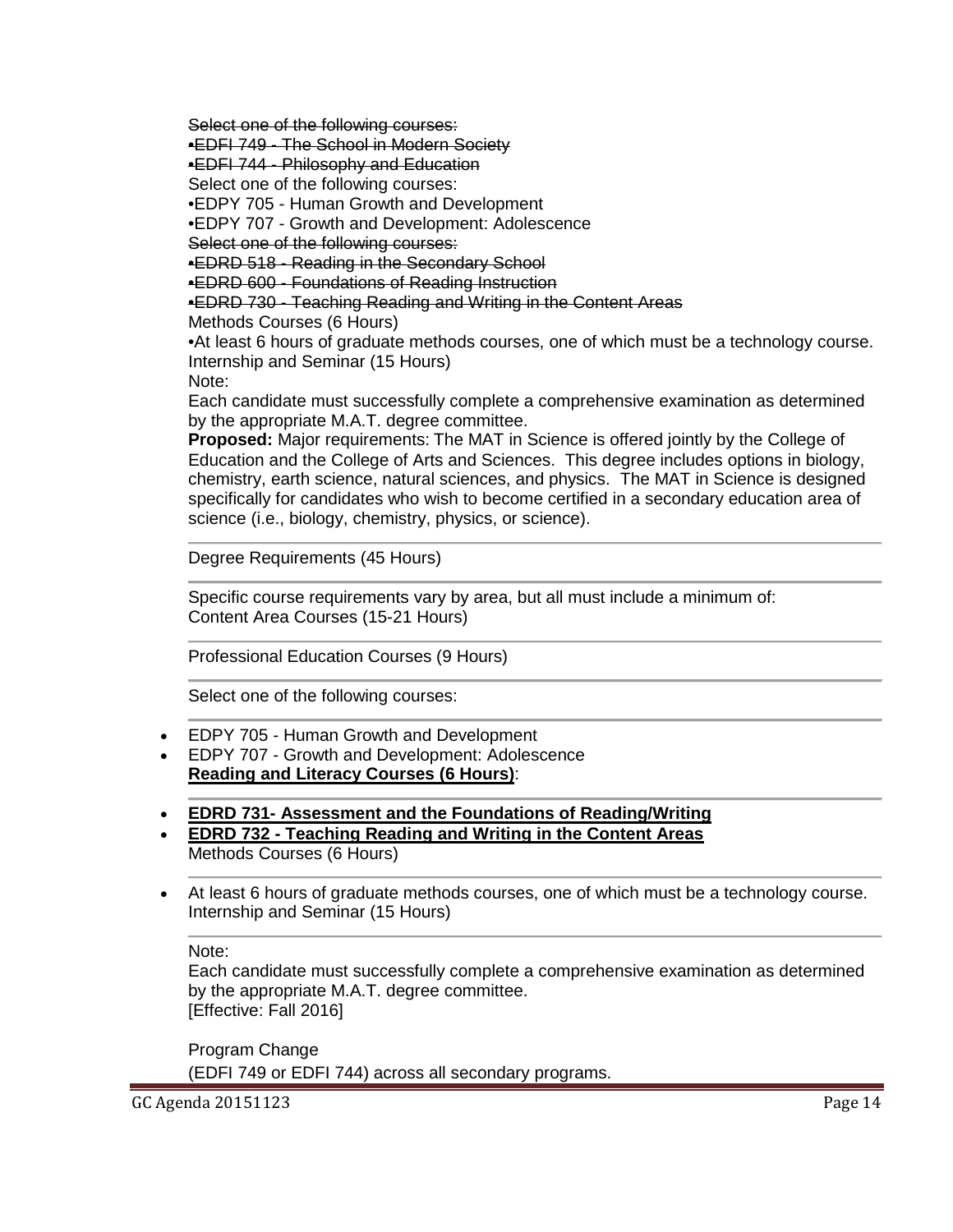~~Select one of the following courses:~~
~~•EDFI 749 - The School in Modern Society~~
~~•EDFI 744 - Philosophy and Education~~
Select one of the following courses:
•EDPY 705 - Human Growth and Development
•EDPY 707 - Growth and Development: Adolescence
~~Select one of the following courses:~~
~~•EDRD 518 - Reading in the Secondary School~~
~~•EDRD 600 - Foundations of Reading Instruction~~
~~•EDRD 730 - Teaching Reading and Writing in the Content Areas~~
Methods Courses (6 Hours)
•At least 6 hours of graduate methods courses, one of which must be a technology course.
Internship and Seminar (15 Hours)
Note:
Each candidate must successfully complete a comprehensive examination as determined by the appropriate M.A.T. degree committee.

**Proposed:** Major requirements: The MAT in Science is offered jointly by the College of Education and the College of Arts and Sciences. This degree includes options in biology, chemistry, earth science, natural sciences, and physics. The MAT in Science is designed specifically for candidates who wish to become certified in a secondary education area of science (i.e., biology, chemistry, physics, or science).

---

Degree Requirements (45 Hours)

---

Specific course requirements vary by area, but all must include a minimum of:
Content Area Courses (15-21 Hours)

---

Professional Education Courses (9 Hours)

---

Select one of the following courses:

---

- EDPY 705 - Human Growth and Development
- EDPY 707 - Growth and Development: Adolescence
  <u>**Reading and Literacy Courses (6 Hours)**</u>:

---

- <u>**EDRD 731- Assessment and the Foundations of Reading/Writing**</u>
- <u>**EDRD 732 - Teaching Reading and Writing in the Content Areas**</u>
  Methods Courses (6 Hours)

---

- At least 6 hours of graduate methods courses, one of which must be a technology course.
  Internship and Seminar (15 Hours)

---

Note:
Each candidate must successfully complete a comprehensive examination as determined by the appropriate M.A.T. degree committee.
[Effective: Fall 2016]

Program Change
(EDFI 749 or EDFI 744) across all secondary programs.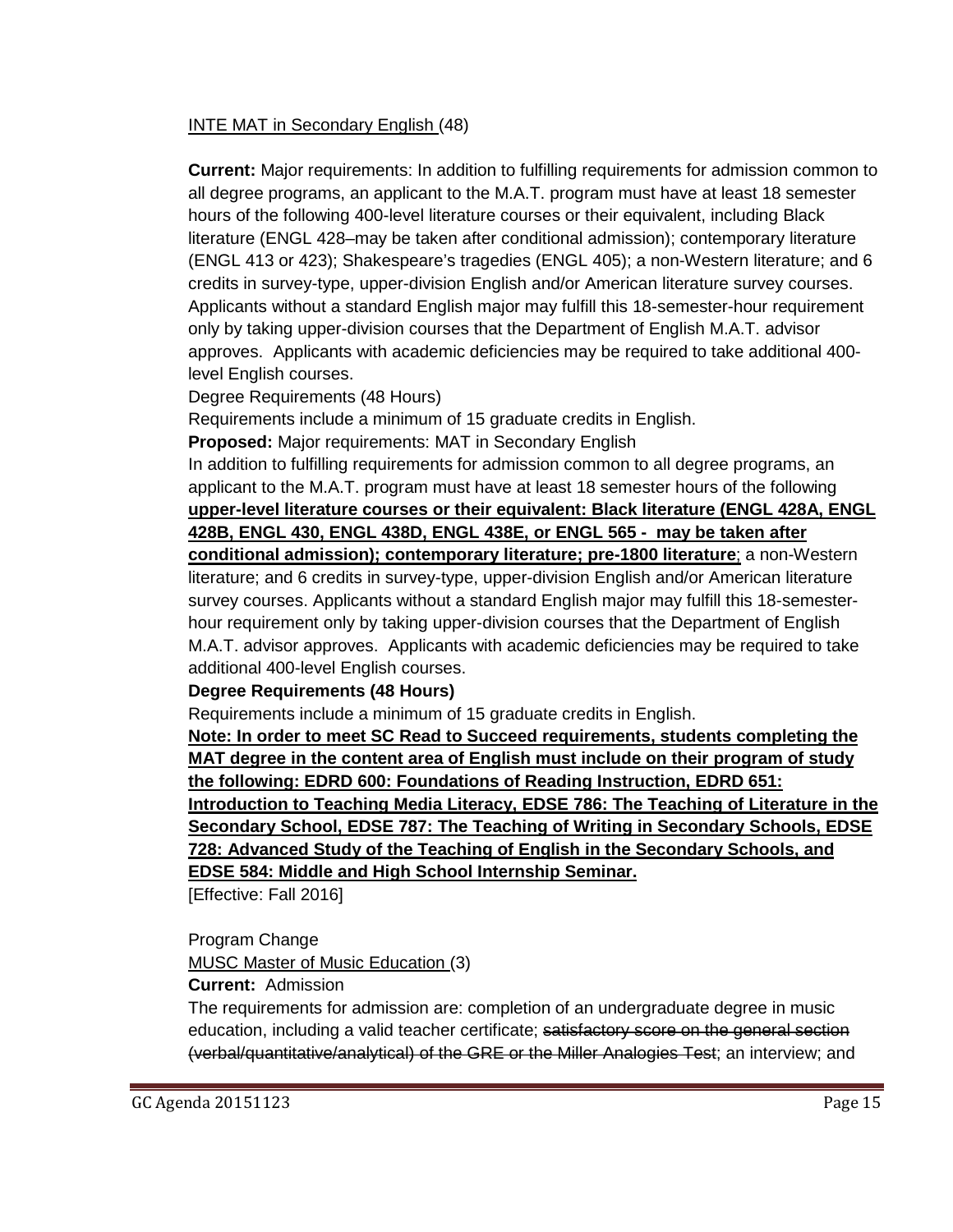INTE MAT in Secondary English (48)

**Current:** Major requirements: In addition to fulfilling requirements for admission common to all degree programs, an applicant to the M.A.T. program must have at least 18 semester hours of the following 400-level literature courses or their equivalent, including Black literature (ENGL 428–may be taken after conditional admission); contemporary literature (ENGL 413 or 423); Shakespeare's tragedies (ENGL 405); a non-Western literature; and 6 credits in survey-type, upper-division English and/or American literature survey courses. Applicants without a standard English major may fulfill this 18-semester-hour requirement only by taking upper-division courses that the Department of English M.A.T. advisor approves. Applicants with academic deficiencies may be required to take additional 400-level English courses.

Degree Requirements (48 Hours)

Requirements include a minimum of 15 graduate credits in English.

**Proposed:** Major requirements: MAT in Secondary English

In addition to fulfilling requirements for admission common to all degree programs, an applicant to the M.A.T. program must have at least 18 semester hours of the following **upper-level literature courses or their equivalent: Black literature (ENGL 428A, ENGL 428B, ENGL 430, ENGL 438D, ENGL 438E, or ENGL 565 - may be taken after conditional admission); contemporary literature; pre-1800 literature**; a non-Western literature; and 6 credits in survey-type, upper-division English and/or American literature survey courses. Applicants without a standard English major may fulfill this 18-semester-hour requirement only by taking upper-division courses that the Department of English M.A.T. advisor approves. Applicants with academic deficiencies may be required to take additional 400-level English courses.

**Degree Requirements (48 Hours)**

Requirements include a minimum of 15 graduate credits in English.

**Note: In order to meet SC Read to Succeed requirements, students completing the MAT degree in the content area of English must include on their program of study the following: EDRD 600: Foundations of Reading Instruction, EDRD 651: Introduction to Teaching Media Literacy, EDSE 786: The Teaching of Literature in the Secondary School, EDSE 787: The Teaching of Writing in Secondary Schools, EDSE 728: Advanced Study of the Teaching of English in the Secondary Schools, and EDSE 584: Middle and High School Internship Seminar.**

[Effective: Fall 2016]

Program Change

MUSC Master of Music Education (3)

**Current:** Admission

The requirements for admission are: completion of an undergraduate degree in music education, including a valid teacher certificate; ~~satisfactory score on the general section (verbal/quantitative/analytical) of the GRE or the Miller Analogies Test~~; an interview; and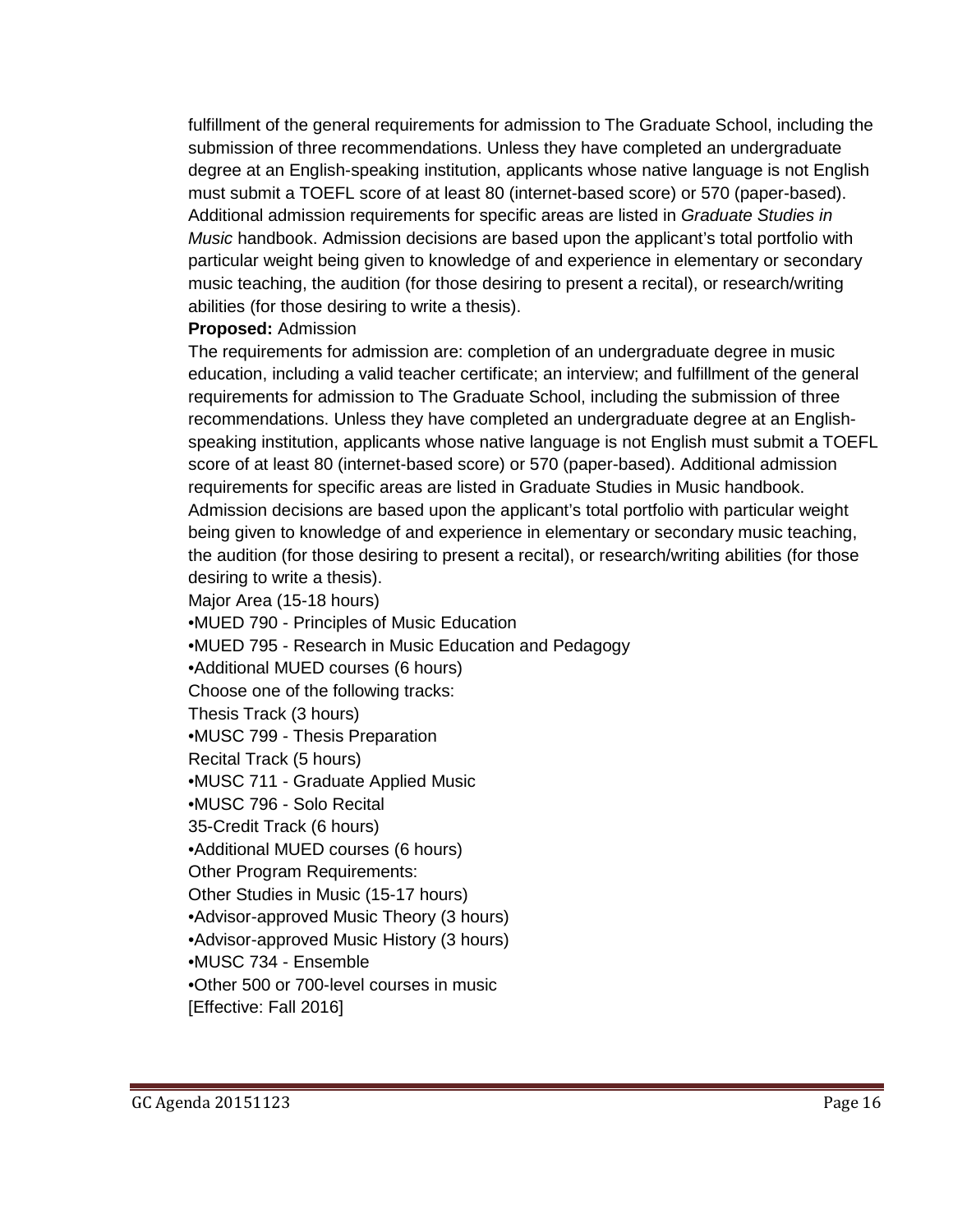fulfillment of the general requirements for admission to The Graduate School, including the submission of three recommendations. Unless they have completed an undergraduate degree at an English-speaking institution, applicants whose native language is not English must submit a TOEFL score of at least 80 (internet-based score) or 570 (paper-based). Additional admission requirements for specific areas are listed in *Graduate Studies in Music* handbook. Admission decisions are based upon the applicant's total portfolio with particular weight being given to knowledge of and experience in elementary or secondary music teaching, the audition (for those desiring to present a recital), or research/writing abilities (for those desiring to write a thesis).

**Proposed:** Admission

The requirements for admission are: completion of an undergraduate degree in music education, including a valid teacher certificate; an interview; and fulfillment of the general requirements for admission to The Graduate School, including the submission of three recommendations. Unless they have completed an undergraduate degree at an English-speaking institution, applicants whose native language is not English must submit a TOEFL score of at least 80 (internet-based score) or 570 (paper-based). Additional admission requirements for specific areas are listed in Graduate Studies in Music handbook. Admission decisions are based upon the applicant's total portfolio with particular weight being given to knowledge of and experience in elementary or secondary music teaching, the audition (for those desiring to present a recital), or research/writing abilities (for those desiring to write a thesis).

Major Area (15-18 hours)

- MUED 790 - Principles of Music Education
- MUED 795 - Research in Music Education and Pedagogy
- Additional MUED courses (6 hours)

Choose one of the following tracks:

Thesis Track (3 hours)

- MUSC 799 - Thesis Preparation

Recital Track (5 hours)

- MUSC 711 - Graduate Applied Music
- MUSC 796 - Solo Recital

35-Credit Track (6 hours)

- Additional MUED courses (6 hours)

Other Program Requirements:

Other Studies in Music (15-17 hours)

- Advisor-approved Music Theory (3 hours)
- Advisor-approved Music History (3 hours)
- MUSC 734 - Ensemble
- Other 500 or 700-level courses in music

[Effective: Fall 2016]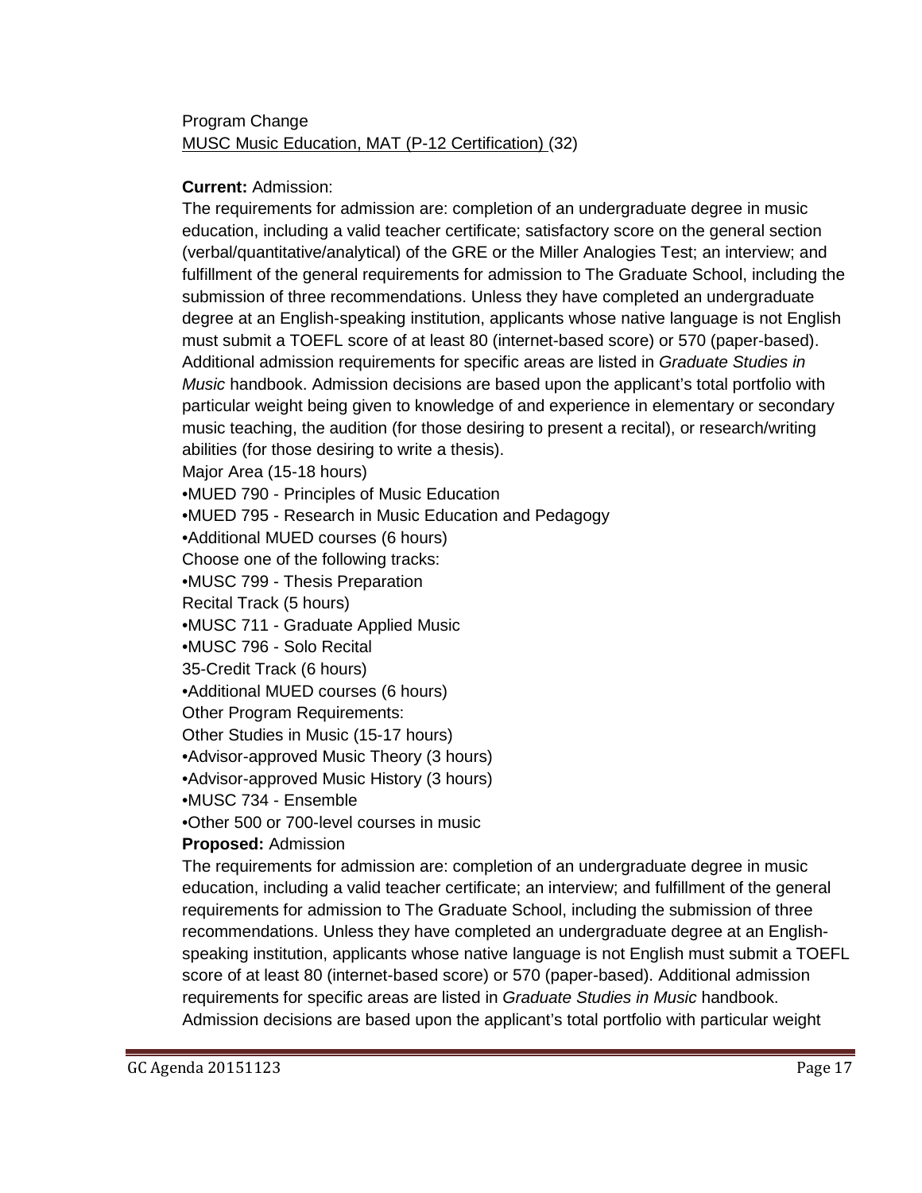Program Change
MUSC Music Education, MAT (P-12 Certification) (32)

**Current:** Admission:

The requirements for admission are: completion of an undergraduate degree in music education, including a valid teacher certificate; satisfactory score on the general section (verbal/quantitative/analytical) of the GRE or the Miller Analogies Test; an interview; and fulfillment of the general requirements for admission to The Graduate School, including the submission of three recommendations. Unless they have completed an undergraduate degree at an English-speaking institution, applicants whose native language is not English must submit a TOEFL score of at least 80 (internet-based score) or 570 (paper-based). Additional admission requirements for specific areas are listed in *Graduate Studies in Music* handbook. Admission decisions are based upon the applicant's total portfolio with particular weight being given to knowledge of and experience in elementary or secondary music teaching, the audition (for those desiring to present a recital), or research/writing abilities (for those desiring to write a thesis).

Major Area (15-18 hours)

- MUED 790 - Principles of Music Education
- MUED 795 - Research in Music Education and Pedagogy
- Additional MUED courses (6 hours)

Choose one of the following tracks:

- MUSC 799 - Thesis Preparation

Recital Track (5 hours)

- MUSC 711 - Graduate Applied Music
- MUSC 796 - Solo Recital

35-Credit Track (6 hours)

- Additional MUED courses (6 hours)

Other Program Requirements:

Other Studies in Music (15-17 hours)

- Advisor-approved Music Theory (3 hours)
- Advisor-approved Music History (3 hours)
- MUSC 734 - Ensemble
- Other 500 or 700-level courses in music

**Proposed:** Admission

The requirements for admission are: completion of an undergraduate degree in music education, including a valid teacher certificate; an interview; and fulfillment of the general requirements for admission to The Graduate School, including the submission of three recommendations. Unless they have completed an undergraduate degree at an English-speaking institution, applicants whose native language is not English must submit a TOEFL score of at least 80 (internet-based score) or 570 (paper-based). Additional admission requirements for specific areas are listed in *Graduate Studies in Music* handbook. Admission decisions are based upon the applicant's total portfolio with particular weight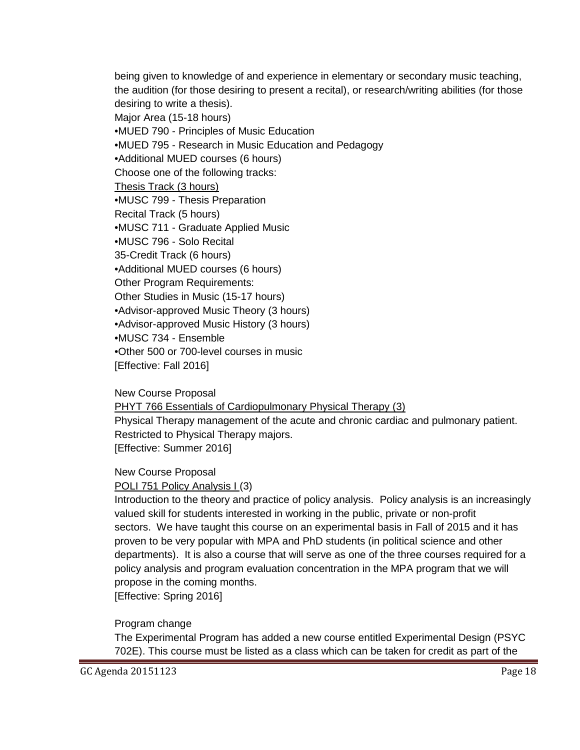being given to knowledge of and experience in elementary or secondary music teaching, the audition (for those desiring to present a recital), or research/writing abilities (for those desiring to write a thesis).

Major Area (15-18 hours)

•MUED 790 - Principles of Music Education

•MUED 795 - Research in Music Education and Pedagogy

•Additional MUED courses (6 hours)

Choose one of the following tracks:

<u>Thesis Track (3 hours)</u>

•MUSC 799 - Thesis Preparation

Recital Track (5 hours)

•MUSC 711 - Graduate Applied Music

•MUSC 796 - Solo Recital

35-Credit Track (6 hours)

•Additional MUED courses (6 hours)

Other Program Requirements:

Other Studies in Music (15-17 hours)

•Advisor-approved Music Theory (3 hours)

•Advisor-approved Music History (3 hours)

•MUSC 734 - Ensemble

•Other 500 or 700-level courses in music

[Effective: Fall 2016]

New Course Proposal

<u>PHYT 766 Essentials of Cardiopulmonary Physical Therapy (3)</u>

Physical Therapy management of the acute and chronic cardiac and pulmonary patient. Restricted to Physical Therapy majors.

[Effective: Summer 2016]

New Course Proposal

<u>POLI 751 Policy Analysis I</u> (3)

Introduction to the theory and practice of policy analysis. Policy analysis is an increasingly valued skill for students interested in working in the public, private or non-profit sectors. We have taught this course on an experimental basis in Fall of 2015 and it has proven to be very popular with MPA and PhD students (in political science and other departments). It is also a course that will serve as one of the three courses required for a policy analysis and program evaluation concentration in the MPA program that we will propose in the coming months.

[Effective: Spring 2016]

Program change

The Experimental Program has added a new course entitled Experimental Design (PSYC 702E). This course must be listed as a class which can be taken for credit as part of the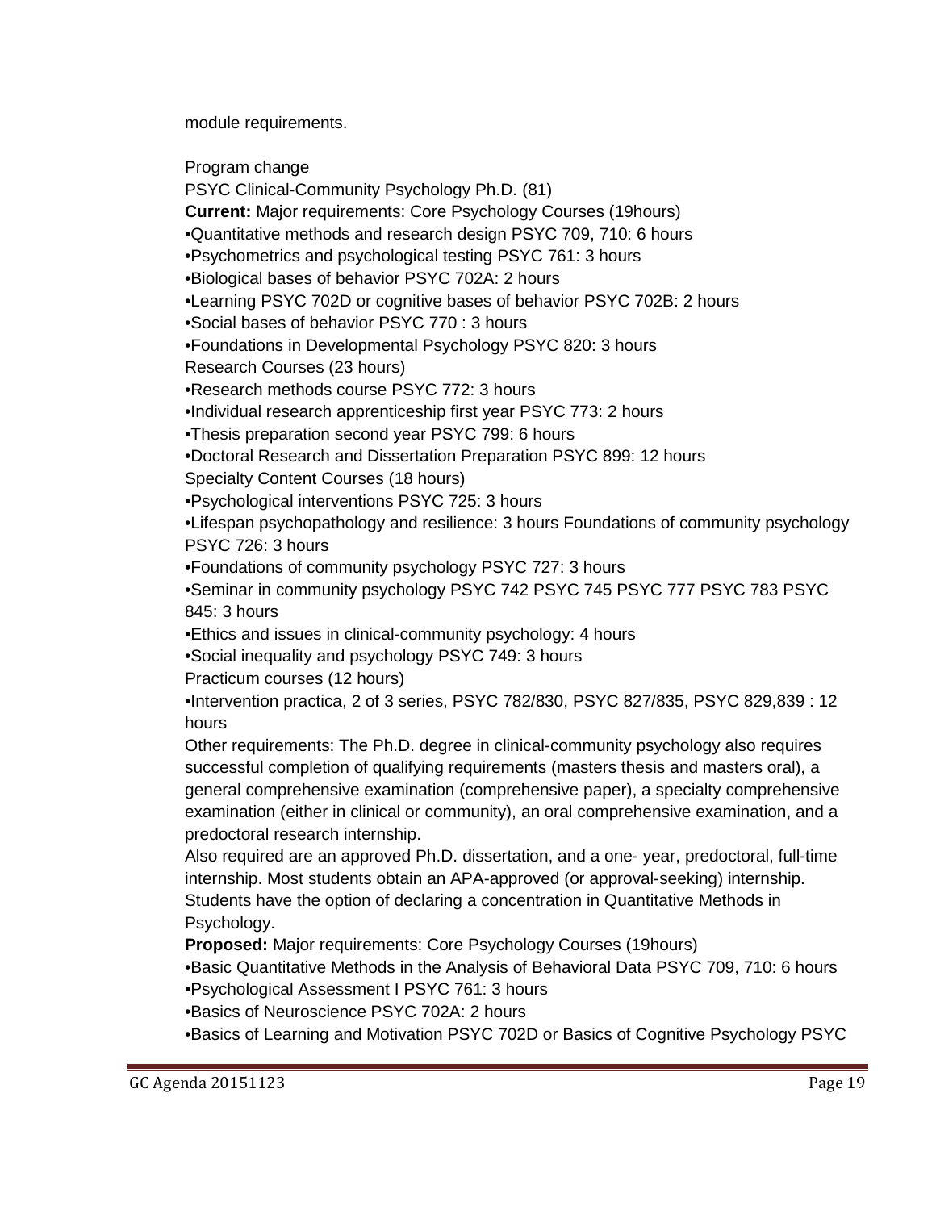module requirements.

Program change

<u>PSYC Clinical-Community Psychology Ph.D. (81)</u>

**Current:** Major requirements: Core Psychology Courses (19hours)

•Quantitative methods and research design PSYC 709, 710: 6 hours
•Psychometrics and psychological testing PSYC 761: 3 hours
•Biological bases of behavior PSYC 702A: 2 hours
•Learning PSYC 702D or cognitive bases of behavior PSYC 702B: 2 hours
•Social bases of behavior PSYC 770 : 3 hours
•Foundations in Developmental Psychology PSYC 820: 3 hours

Research Courses (23 hours)

•Research methods course PSYC 772: 3 hours
•Individual research apprenticeship first year PSYC 773: 2 hours
•Thesis preparation second year PSYC 799: 6 hours
•Doctoral Research and Dissertation Preparation PSYC 899: 12 hours

Specialty Content Courses (18 hours)

•Psychological interventions PSYC 725: 3 hours
•Lifespan psychopathology and resilience: 3 hours Foundations of community psychology PSYC 726: 3 hours
•Foundations of community psychology PSYC 727: 3 hours
•Seminar in community psychology PSYC 742 PSYC 745 PSYC 777 PSYC 783 PSYC 845: 3 hours
•Ethics and issues in clinical-community psychology: 4 hours
•Social inequality and psychology PSYC 749: 3 hours

Practicum courses (12 hours)

•Intervention practica, 2 of 3 series, PSYC 782/830, PSYC 827/835, PSYC 829,839 : 12 hours

Other requirements: The Ph.D. degree in clinical-community psychology also requires successful completion of qualifying requirements (masters thesis and masters oral), a general comprehensive examination (comprehensive paper), a specialty comprehensive examination (either in clinical or community), an oral comprehensive examination, and a predoctoral research internship.

Also required are an approved Ph.D. dissertation, and a one- year, predoctoral, full-time internship. Most students obtain an APA-approved (or approval-seeking) internship. Students have the option of declaring a concentration in Quantitative Methods in Psychology.

**Proposed:** Major requirements: Core Psychology Courses (19hours)

•Basic Quantitative Methods in the Analysis of Behavioral Data PSYC 709, 710: 6 hours
•Psychological Assessment I PSYC 761: 3 hours
•Basics of Neuroscience PSYC 702A: 2 hours
•Basics of Learning and Motivation PSYC 702D or Basics of Cognitive Psychology PSYC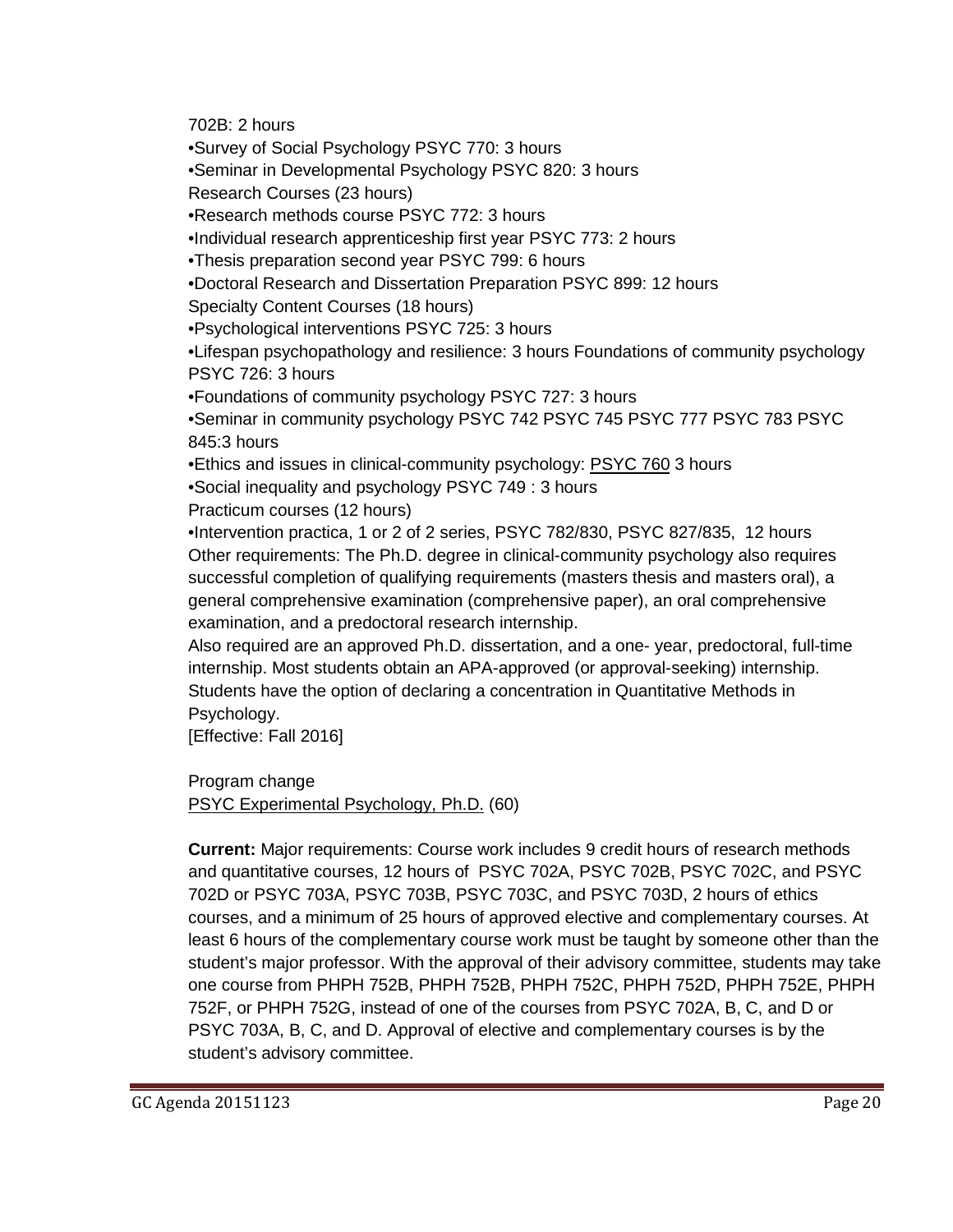702B: 2 hours
•Survey of Social Psychology PSYC 770: 3 hours
•Seminar in Developmental Psychology PSYC 820: 3 hours
Research Courses (23 hours)
•Research methods course PSYC 772: 3 hours
•Individual research apprenticeship first year PSYC 773: 2 hours
•Thesis preparation second year PSYC 799: 6 hours
•Doctoral Research and Dissertation Preparation PSYC 899: 12 hours
Specialty Content Courses (18 hours)
•Psychological interventions PSYC 725: 3 hours
•Lifespan psychopathology and resilience: 3 hours Foundations of community psychology PSYC 726: 3 hours
•Foundations of community psychology PSYC 727: 3 hours
•Seminar in community psychology PSYC 742 PSYC 745 PSYC 777 PSYC 783 PSYC 845:3 hours
•Ethics and issues in clinical-community psychology: PSYC 760 3 hours
•Social inequality and psychology PSYC 749 : 3 hours
Practicum courses (12 hours)
•Intervention practica, 1 or 2 of 2 series, PSYC 782/830, PSYC 827/835, 12 hours
Other requirements: The Ph.D. degree in clinical-community psychology also requires successful completion of qualifying requirements (masters thesis and masters oral), a general comprehensive examination (comprehensive paper), an oral comprehensive examination, and a predoctoral research internship.
Also required are an approved Ph.D. dissertation, and a one- year, predoctoral, full-time internship. Most students obtain an APA-approved (or approval-seeking) internship. Students have the option of declaring a concentration in Quantitative Methods in Psychology.
[Effective: Fall 2016]

Program change
PSYC Experimental Psychology, Ph.D. (60)

**Current:** Major requirements: Course work includes 9 credit hours of research methods and quantitative courses, 12 hours of PSYC 702A, PSYC 702B, PSYC 702C, and PSYC 702D or PSYC 703A, PSYC 703B, PSYC 703C, and PSYC 703D, 2 hours of ethics courses, and a minimum of 25 hours of approved elective and complementary courses. At least 6 hours of the complementary course work must be taught by someone other than the student's major professor. With the approval of their advisory committee, students may take one course from PHPH 752B, PHPH 752B, PHPH 752C, PHPH 752D, PHPH 752E, PHPH 752F, or PHPH 752G, instead of one of the courses from PSYC 702A, B, C, and D or PSYC 703A, B, C, and D. Approval of elective and complementary courses is by the student's advisory committee.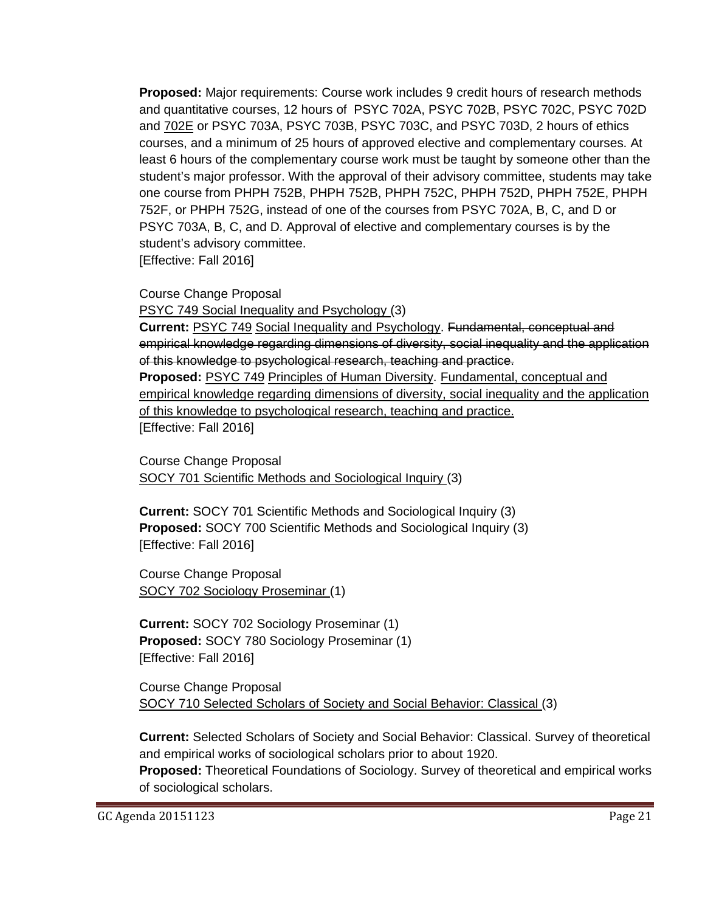**Proposed:** Major requirements: Course work includes 9 credit hours of research methods and quantitative courses, 12 hours of PSYC 702A, PSYC 702B, PSYC 702C, PSYC 702D and 702E or PSYC 703A, PSYC 703B, PSYC 703C, and PSYC 703D, 2 hours of ethics courses, and a minimum of 25 hours of approved elective and complementary courses. At least 6 hours of the complementary course work must be taught by someone other than the student's major professor. With the approval of their advisory committee, students may take one course from PHPH 752B, PHPH 752B, PHPH 752C, PHPH 752D, PHPH 752E, PHPH 752F, or PHPH 752G, instead of one of the courses from PSYC 702A, B, C, and D or PSYC 703A, B, C, and D. Approval of elective and complementary courses is by the student's advisory committee.
[Effective: Fall 2016]

Course Change Proposal
PSYC 749 Social Inequality and Psychology (3)
**Current:** PSYC 749 Social Inequality and Psychology. ~~Fundamental, conceptual and empirical knowledge regarding dimensions of diversity, social inequality and the application of this knowledge to psychological research, teaching and practice.~~
**Proposed:** PSYC 749 Principles of Human Diversity. Fundamental, conceptual and empirical knowledge regarding dimensions of diversity, social inequality and the application of this knowledge to psychological research, teaching and practice.
[Effective: Fall 2016]

Course Change Proposal
SOCY 701 Scientific Methods and Sociological Inquiry (3)

**Current:** SOCY 701 Scientific Methods and Sociological Inquiry (3)
**Proposed:** SOCY 700 Scientific Methods and Sociological Inquiry (3)
[Effective: Fall 2016]

Course Change Proposal
SOCY 702 Sociology Proseminar (1)

**Current:** SOCY 702 Sociology Proseminar (1)
**Proposed:** SOCY 780 Sociology Proseminar (1)
[Effective: Fall 2016]

Course Change Proposal
SOCY 710 Selected Scholars of Society and Social Behavior: Classical (3)

**Current:** Selected Scholars of Society and Social Behavior: Classical. Survey of theoretical and empirical works of sociological scholars prior to about 1920.
**Proposed:** Theoretical Foundations of Sociology. Survey of theoretical and empirical works of sociological scholars.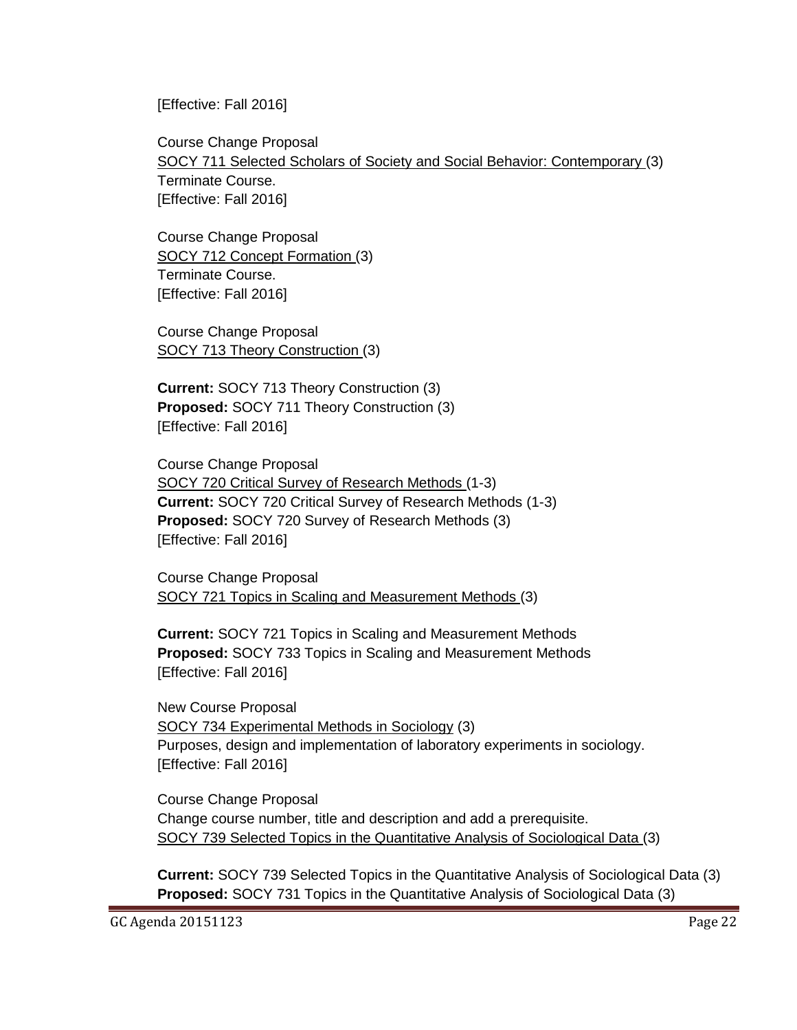[Effective: Fall 2016]

Course Change Proposal
<u>SOCY 711 Selected Scholars of Society and Social Behavior: Contemporary</u> (3)
Terminate Course.
[Effective: Fall 2016]

Course Change Proposal
<u>SOCY 712 Concept Formation</u> (3)
Terminate Course.
[Effective: Fall 2016]

Course Change Proposal
<u>SOCY 713 Theory Construction</u> (3)

**Current:** SOCY 713 Theory Construction (3)
**Proposed:** SOCY 711 Theory Construction (3)
[Effective: Fall 2016]

Course Change Proposal
<u>SOCY 720 Critical Survey of Research Methods</u> (1-3)
**Current:** SOCY 720 Critical Survey of Research Methods (1-3)
**Proposed:** SOCY 720 Survey of Research Methods (3)
[Effective: Fall 2016]

Course Change Proposal
<u>SOCY 721 Topics in Scaling and Measurement Methods</u> (3)

**Current:** SOCY 721 Topics in Scaling and Measurement Methods
**Proposed:** SOCY 733 Topics in Scaling and Measurement Methods
[Effective: Fall 2016]

New Course Proposal
<u>SOCY 734 Experimental Methods in Sociology</u> (3)
Purposes, design and implementation of laboratory experiments in sociology.
[Effective: Fall 2016]

Course Change Proposal
Change course number, title and description and add a prerequisite.
<u>SOCY 739 Selected Topics in the Quantitative Analysis of Sociological Data</u> (3)

**Current:** SOCY 739 Selected Topics in the Quantitative Analysis of Sociological Data (3)
**Proposed:** SOCY 731 Topics in the Quantitative Analysis of Sociological Data (3)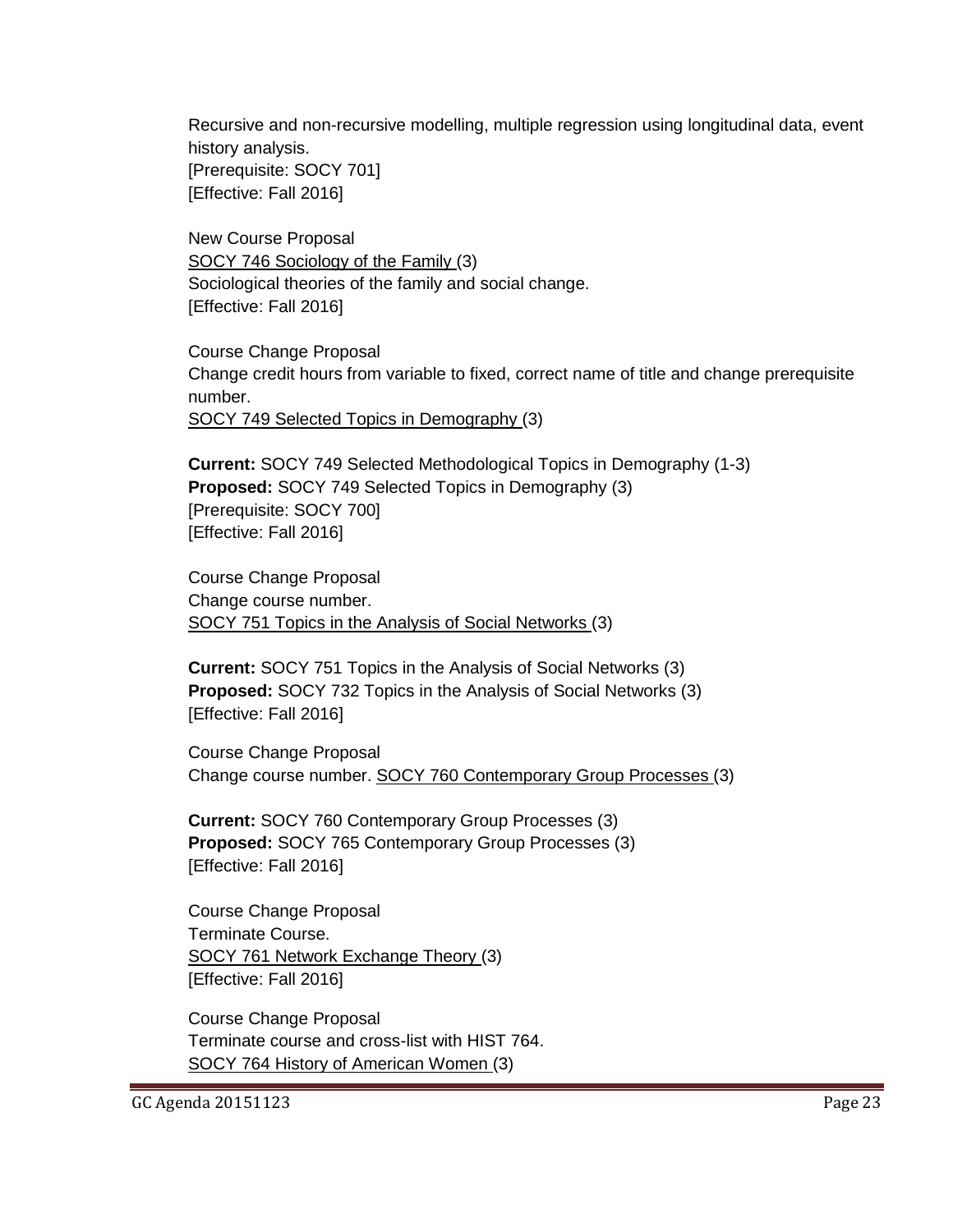Recursive and non-recursive modelling, multiple regression using longitudinal data, event history analysis.
[Prerequisite: SOCY 701]
[Effective: Fall 2016]

New Course Proposal
SOCY 746 Sociology of the Family (3)
Sociological theories of the family and social change.
[Effective: Fall 2016]

Course Change Proposal
Change credit hours from variable to fixed, correct name of title and change prerequisite number.
SOCY 749 Selected Topics in Demography (3)

**Current:** SOCY 749 Selected Methodological Topics in Demography (1-3)
**Proposed:** SOCY 749 Selected Topics in Demography (3)
[Prerequisite: SOCY 700]
[Effective: Fall 2016]

Course Change Proposal
Change course number.
SOCY 751 Topics in the Analysis of Social Networks (3)

**Current:** SOCY 751 Topics in the Analysis of Social Networks (3)
**Proposed:** SOCY 732 Topics in the Analysis of Social Networks (3)
[Effective: Fall 2016]

Course Change Proposal
Change course number. SOCY 760 Contemporary Group Processes (3)

**Current:** SOCY 760 Contemporary Group Processes (3)
**Proposed:** SOCY 765 Contemporary Group Processes (3)
[Effective: Fall 2016]

Course Change Proposal
Terminate Course.
SOCY 761 Network Exchange Theory (3)
[Effective: Fall 2016]

Course Change Proposal
Terminate course and cross-list with HIST 764.
SOCY 764 History of American Women (3)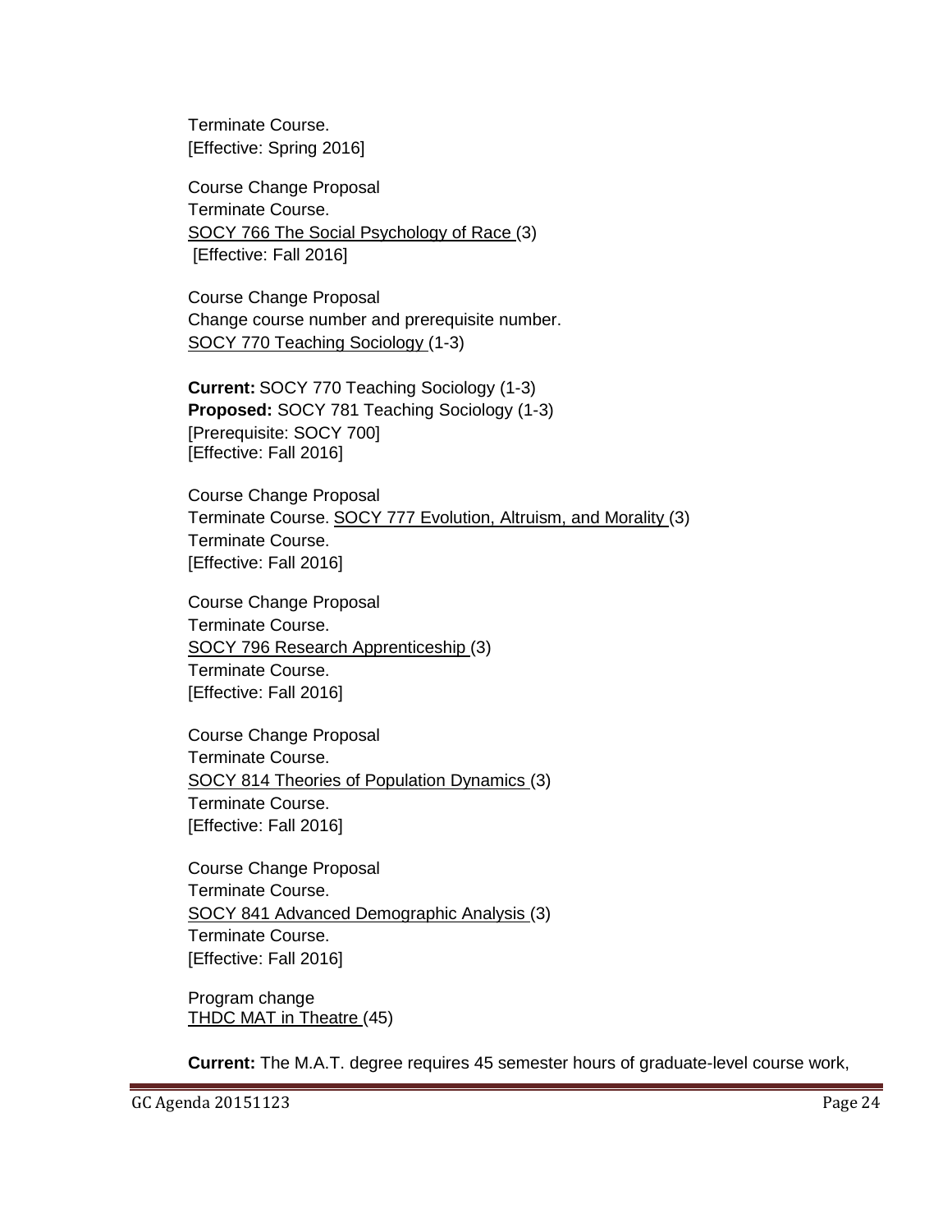Terminate Course.
[Effective: Spring 2016]

Course Change Proposal
Terminate Course.
SOCY 766 The Social Psychology of Race (3)
[Effective: Fall 2016]

Course Change Proposal
Change course number and prerequisite number.
SOCY 770 Teaching Sociology (1-3)

**Current:** SOCY 770 Teaching Sociology (1-3)
**Proposed:** SOCY 781 Teaching Sociology (1-3)
[Prerequisite: SOCY 700]
[Effective: Fall 2016]

Course Change Proposal
Terminate Course. SOCY 777 Evolution, Altruism, and Morality (3)
Terminate Course.
[Effective: Fall 2016]

Course Change Proposal
Terminate Course.
SOCY 796 Research Apprenticeship (3)
Terminate Course.
[Effective: Fall 2016]

Course Change Proposal
Terminate Course.
SOCY 814 Theories of Population Dynamics (3)
Terminate Course.
[Effective: Fall 2016]

Course Change Proposal
Terminate Course.
SOCY 841 Advanced Demographic Analysis (3)
Terminate Course.
[Effective: Fall 2016]

Program change
THDC MAT in Theatre (45)

**Current:** The M.A.T. degree requires 45 semester hours of graduate-level course work,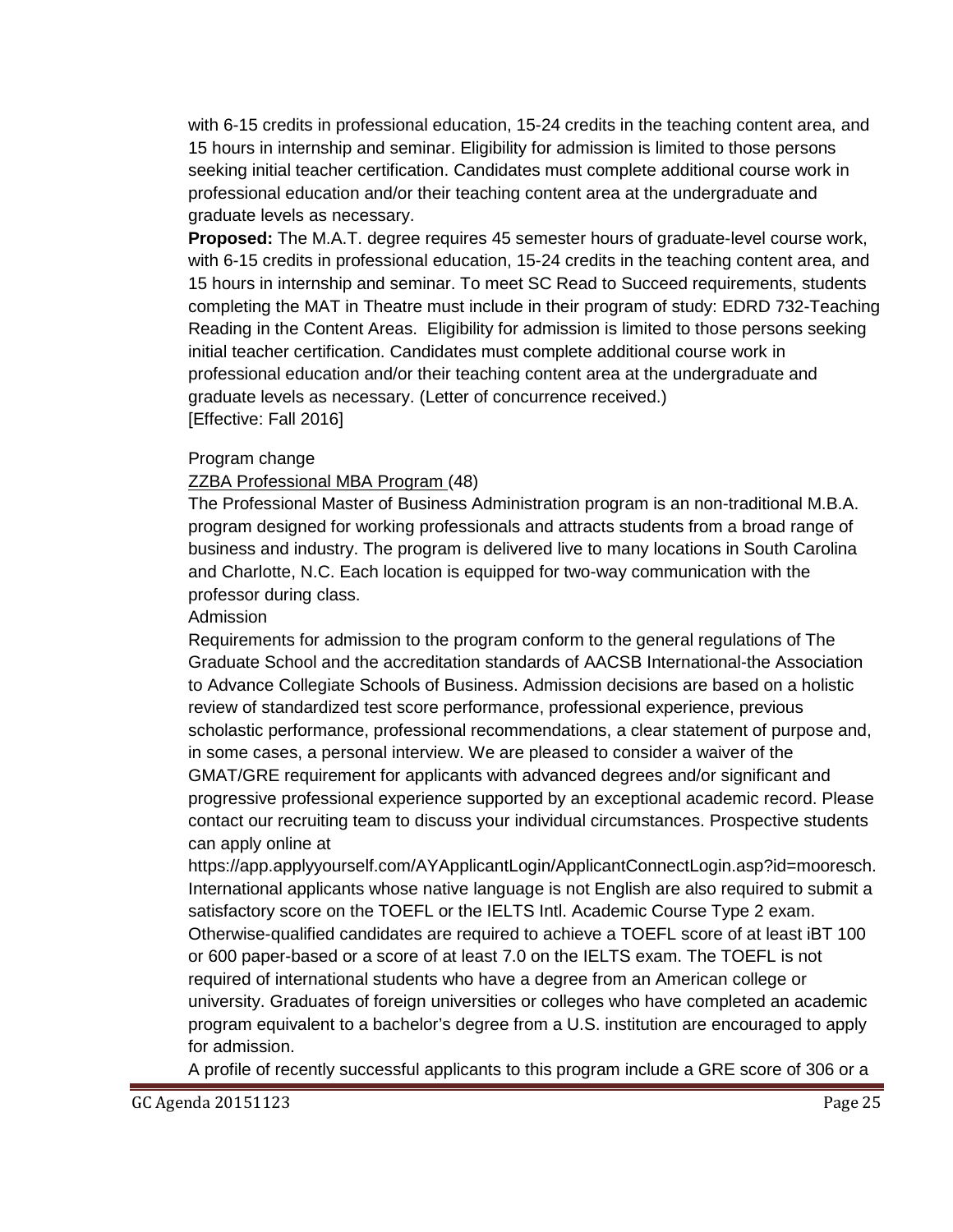with 6-15 credits in professional education, 15-24 credits in the teaching content area, and 15 hours in internship and seminar. Eligibility for admission is limited to those persons seeking initial teacher certification. Candidates must complete additional course work in professional education and/or their teaching content area at the undergraduate and graduate levels as necessary.

**Proposed:** The M.A.T. degree requires 45 semester hours of graduate-level course work, with 6-15 credits in professional education, 15-24 credits in the teaching content area, and 15 hours in internship and seminar. To meet SC Read to Succeed requirements, students completing the MAT in Theatre must include in their program of study: EDRD 732-Teaching Reading in the Content Areas. Eligibility for admission is limited to those persons seeking initial teacher certification. Candidates must complete additional course work in professional education and/or their teaching content area at the undergraduate and graduate levels as necessary. (Letter of concurrence received.)
[Effective: Fall 2016]

Program change

ZZBA Professional MBA Program (48)

The Professional Master of Business Administration program is an non-traditional M.B.A. program designed for working professionals and attracts students from a broad range of business and industry. The program is delivered live to many locations in South Carolina and Charlotte, N.C. Each location is equipped for two-way communication with the professor during class.

Admission

Requirements for admission to the program conform to the general regulations of The Graduate School and the accreditation standards of AACSB International-the Association to Advance Collegiate Schools of Business. Admission decisions are based on a holistic review of standardized test score performance, professional experience, previous scholastic performance, professional recommendations, a clear statement of purpose and, in some cases, a personal interview. We are pleased to consider a waiver of the GMAT/GRE requirement for applicants with advanced degrees and/or significant and progressive professional experience supported by an exceptional academic record. Please contact our recruiting team to discuss your individual circumstances. Prospective students can apply online at https://app.applyyourself.com/AYApplicantLogin/ApplicantConnectLogin.asp?id=mooresch. International applicants whose native language is not English are also required to submit a satisfactory score on the TOEFL or the IELTS Intl. Academic Course Type 2 exam. Otherwise-qualified candidates are required to achieve a TOEFL score of at least iBT 100 or 600 paper-based or a score of at least 7.0 on the IELTS exam. The TOEFL is not required of international students who have a degree from an American college or university. Graduates of foreign universities or colleges who have completed an academic program equivalent to a bachelor's degree from a U.S. institution are encouraged to apply for admission.

A profile of recently successful applicants to this program include a GRE score of 306 or a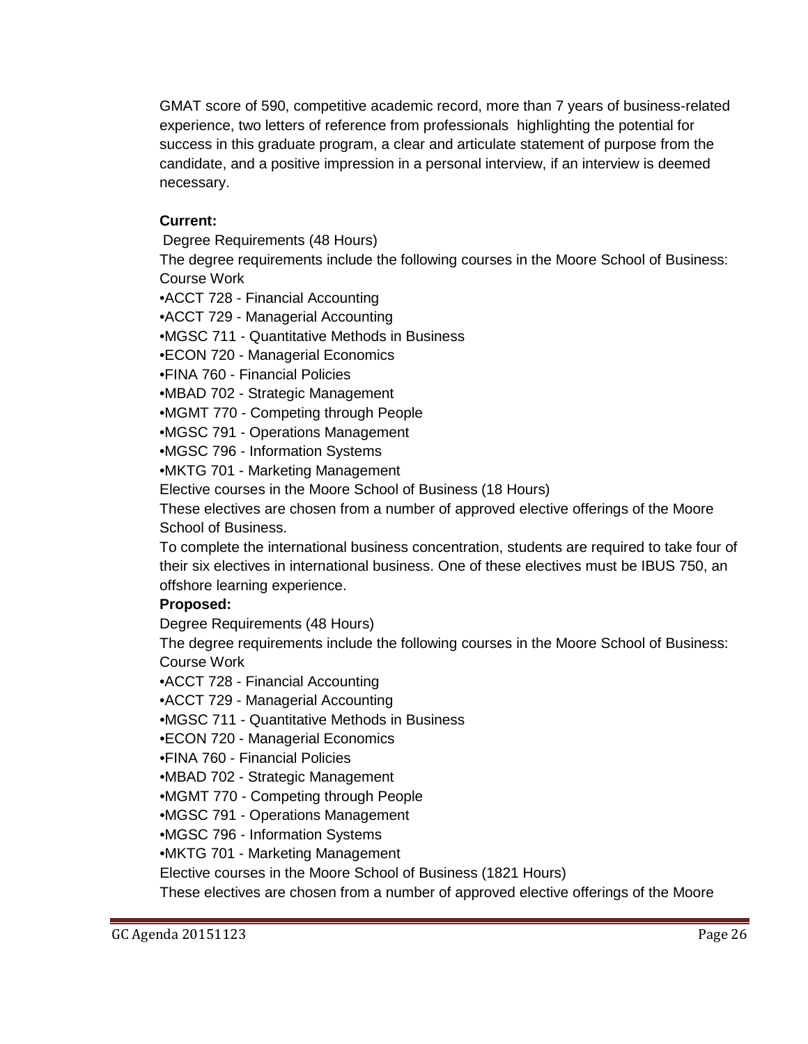GMAT score of 590, competitive academic record, more than 7 years of business-related experience, two letters of reference from professionals highlighting the potential for success in this graduate program, a clear and articulate statement of purpose from the candidate, and a positive impression in a personal interview, if an interview is deemed necessary.

**Current:**

Degree Requirements (48 Hours)

The degree requirements include the following courses in the Moore School of Business:

Course Work

- ACCT 728 - Financial Accounting
- ACCT 729 - Managerial Accounting
- MGSC 711 - Quantitative Methods in Business
- ECON 720 - Managerial Economics
- FINA 760 - Financial Policies
- MBAD 702 - Strategic Management
- MGMT 770 - Competing through People
- MGSC 791 - Operations Management
- MGSC 796 - Information Systems
- MKTG 701 - Marketing Management

Elective courses in the Moore School of Business (18 Hours)

These electives are chosen from a number of approved elective offerings of the Moore School of Business.

To complete the international business concentration, students are required to take four of their six electives in international business. One of these electives must be IBUS 750, an offshore learning experience.

**Proposed:**

Degree Requirements (48 Hours)

The degree requirements include the following courses in the Moore School of Business:

Course Work

- ACCT 728 - Financial Accounting
- ACCT 729 - Managerial Accounting
- MGSC 711 - Quantitative Methods in Business
- ECON 720 - Managerial Economics
- FINA 760 - Financial Policies
- MBAD 702 - Strategic Management
- MGMT 770 - Competing through People
- MGSC 791 - Operations Management
- MGSC 796 - Information Systems
- MKTG 701 - Marketing Management

Elective courses in the Moore School of Business (1821 Hours)

These electives are chosen from a number of approved elective offerings of the Moore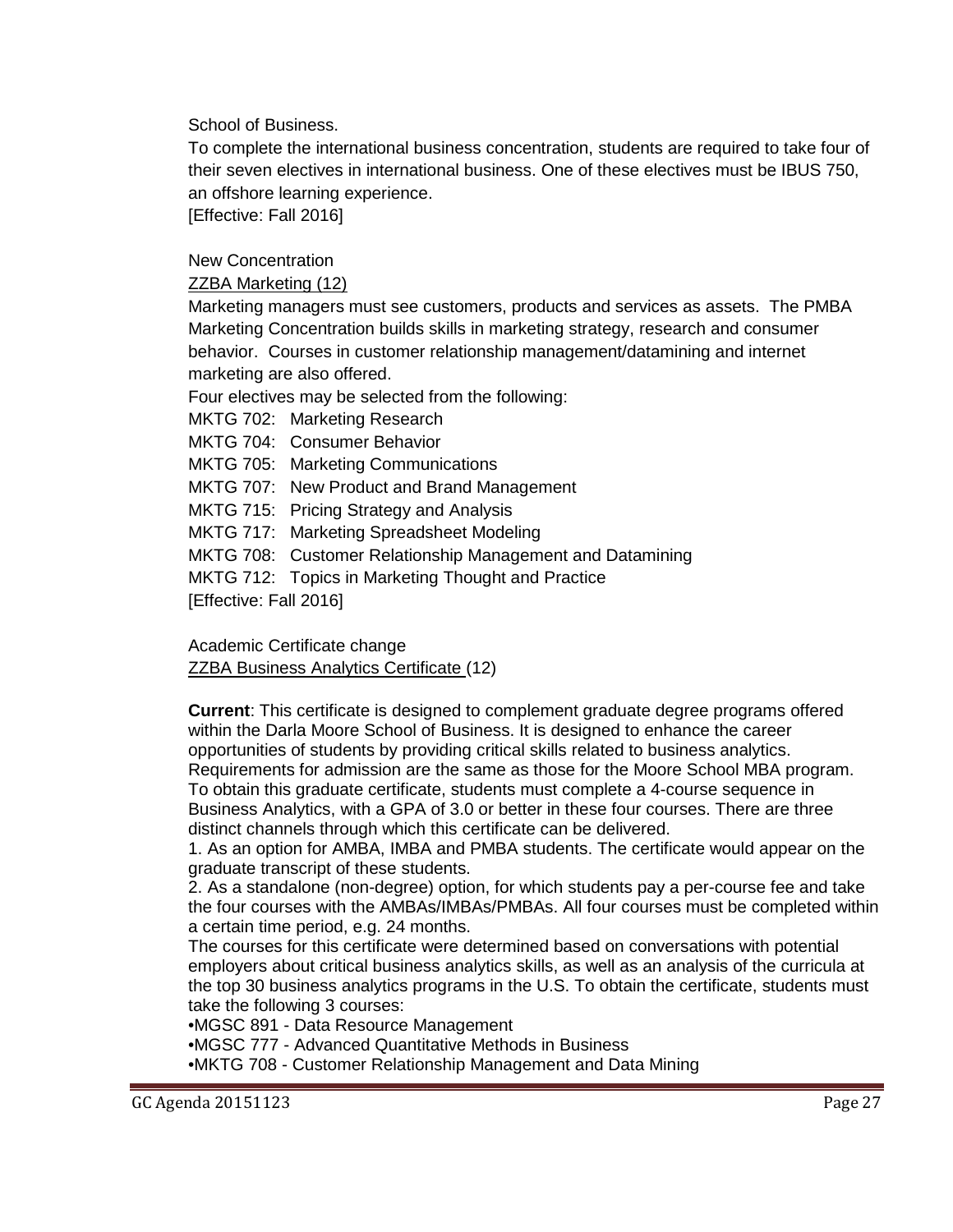School of Business.

To complete the international business concentration, students are required to take four of their seven electives in international business. One of these electives must be IBUS 750, an offshore learning experience.

[Effective: Fall 2016]

New Concentration

ZZBA Marketing (12)

Marketing managers must see customers, products and services as assets. The PMBA Marketing Concentration builds skills in marketing strategy, research and consumer behavior. Courses in customer relationship management/datamining and internet marketing are also offered.

Four electives may be selected from the following:

MKTG 702: Marketing Research
MKTG 704: Consumer Behavior
MKTG 705: Marketing Communications
MKTG 707: New Product and Brand Management
MKTG 715: Pricing Strategy and Analysis
MKTG 717: Marketing Spreadsheet Modeling
MKTG 708: Customer Relationship Management and Datamining
MKTG 712: Topics in Marketing Thought and Practice
[Effective: Fall 2016]

Academic Certificate change

ZZBA Business Analytics Certificate (12)

**Current**: This certificate is designed to complement graduate degree programs offered within the Darla Moore School of Business. It is designed to enhance the career opportunities of students by providing critical skills related to business analytics. Requirements for admission are the same as those for the Moore School MBA program. To obtain this graduate certificate, students must complete a 4-course sequence in Business Analytics, with a GPA of 3.0 or better in these four courses. There are three distinct channels through which this certificate can be delivered.

1. As an option for AMBA, IMBA and PMBA students. The certificate would appear on the graduate transcript of these students.
2. As a standalone (non-degree) option, for which students pay a per-course fee and take the four courses with the AMBAs/IMBAs/PMBAs. All four courses must be completed within a certain time period, e.g. 24 months.

The courses for this certificate were determined based on conversations with potential employers about critical business analytics skills, as well as an analysis of the curricula at the top 30 business analytics programs in the U.S. To obtain the certificate, students must take the following 3 courses:

- MGSC 891 - Data Resource Management
- MGSC 777 - Advanced Quantitative Methods in Business
- MKTG 708 - Customer Relationship Management and Data Mining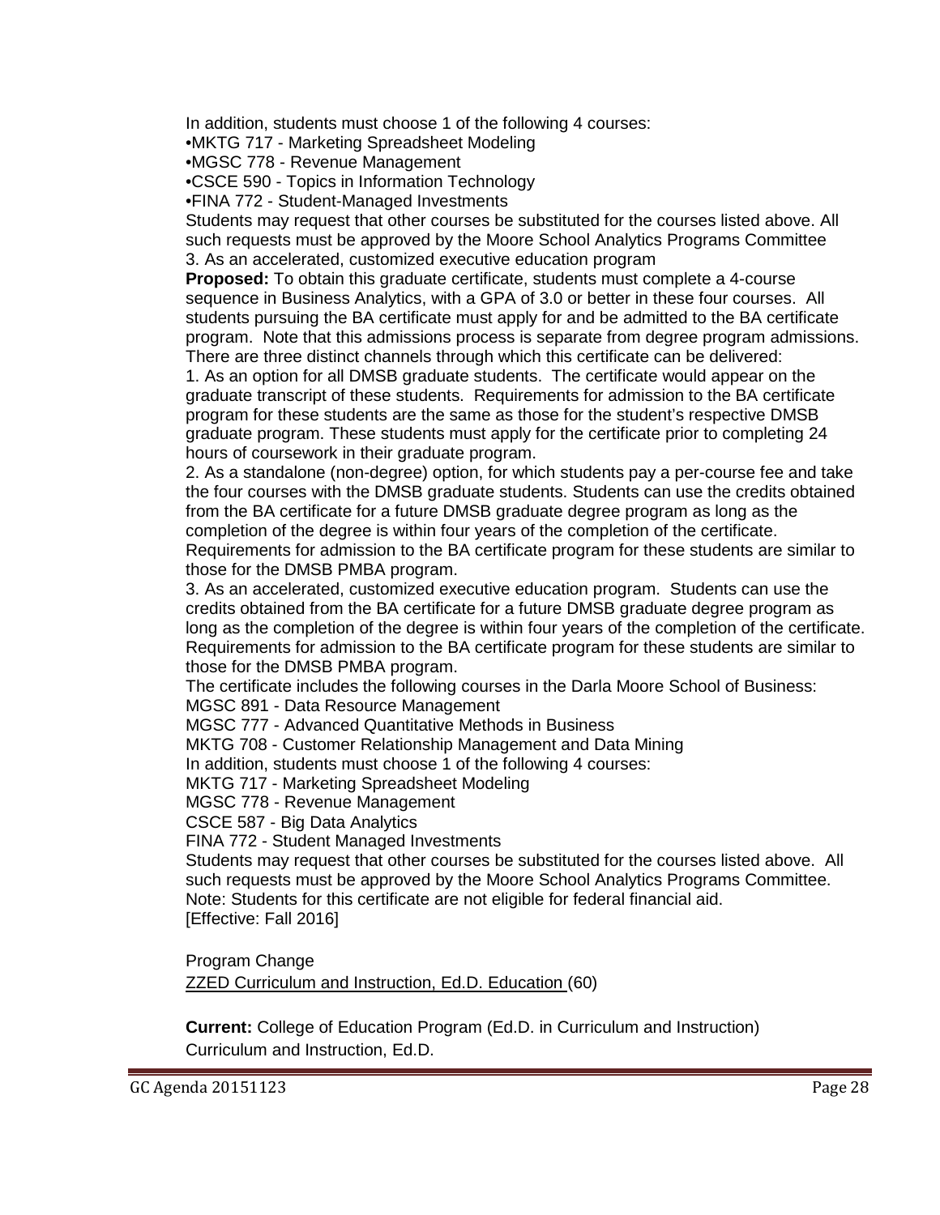In addition, students must choose 1 of the following 4 courses:
•MKTG 717 - Marketing Spreadsheet Modeling
•MGSC 778 - Revenue Management
•CSCE 590 - Topics in Information Technology
•FINA 772 - Student-Managed Investments
Students may request that other courses be substituted for the courses listed above. All such requests must be approved by the Moore School Analytics Programs Committee
3. As an accelerated, customized executive education program

**Proposed:** To obtain this graduate certificate, students must complete a 4-course sequence in Business Analytics, with a GPA of 3.0 or better in these four courses. All students pursuing the BA certificate must apply for and be admitted to the BA certificate program. Note that this admissions process is separate from degree program admissions. There are three distinct channels through which this certificate can be delivered:
1. As an option for all DMSB graduate students. The certificate would appear on the graduate transcript of these students. Requirements for admission to the BA certificate program for these students are the same as those for the student's respective DMSB graduate program. These students must apply for the certificate prior to completing 24 hours of coursework in their graduate program.
2. As a standalone (non-degree) option, for which students pay a per-course fee and take the four courses with the DMSB graduate students. Students can use the credits obtained from the BA certificate for a future DMSB graduate degree program as long as the completion of the degree is within four years of the completion of the certificate. Requirements for admission to the BA certificate program for these students are similar to those for the DMSB PMBA program.
3. As an accelerated, customized executive education program. Students can use the credits obtained from the BA certificate for a future DMSB graduate degree program as long as the completion of the degree is within four years of the completion of the certificate. Requirements for admission to the BA certificate program for these students are similar to those for the DMSB PMBA program.
The certificate includes the following courses in the Darla Moore School of Business:
MGSC 891 - Data Resource Management
MGSC 777 - Advanced Quantitative Methods in Business
MKTG 708 - Customer Relationship Management and Data Mining
In addition, students must choose 1 of the following 4 courses:
MKTG 717 - Marketing Spreadsheet Modeling
MGSC 778 - Revenue Management
CSCE 587 - Big Data Analytics
FINA 772 - Student Managed Investments
Students may request that other courses be substituted for the courses listed above. All such requests must be approved by the Moore School Analytics Programs Committee.
Note: Students for this certificate are not eligible for federal financial aid.
[Effective: Fall 2016]

Program Change
ZZED Curriculum and Instruction, Ed.D. Education (60)

**Current:** College of Education Program (Ed.D. in Curriculum and Instruction)
Curriculum and Instruction, Ed.D.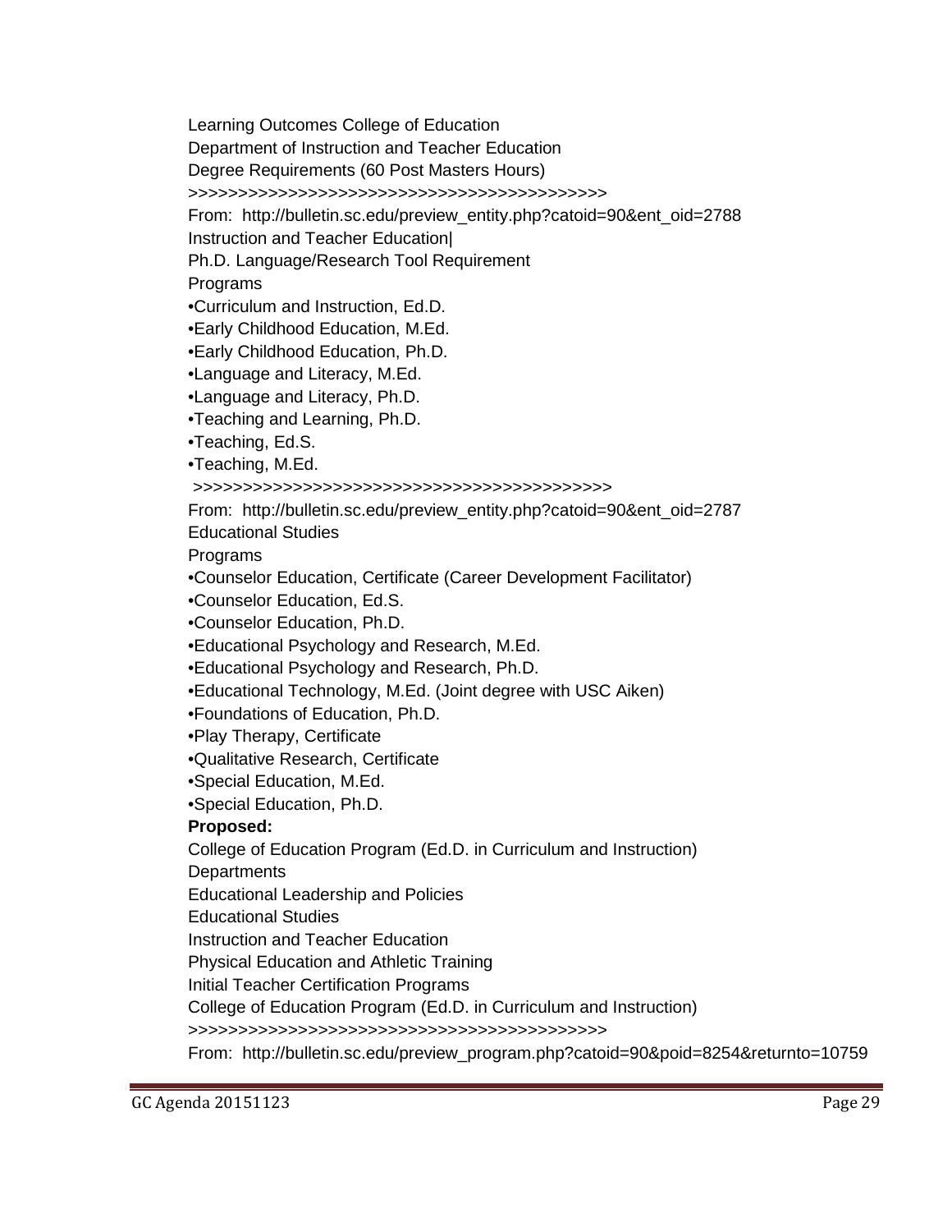Learning Outcomes College of Education

Department of Instruction and Teacher Education

Degree Requirements (60 Post Masters Hours)

>>>>>>>>>>>>>>>>>>>>>>>>>>>>>>>>>>>>>>>>>>>>

From: http://bulletin.sc.edu/preview_entity.php?catoid=90&ent_oid=2788

Instruction and Teacher Education|

Ph.D. Language/Research Tool Requirement

Programs

- Curriculum and Instruction, Ed.D.
- Early Childhood Education, M.Ed.
- Early Childhood Education, Ph.D.
- Language and Literacy, M.Ed.
- Language and Literacy, Ph.D.
- Teaching and Learning, Ph.D.
- Teaching, Ed.S.
- Teaching, M.Ed.

>>>>>>>>>>>>>>>>>>>>>>>>>>>>>>>>>>>>>>>>>>>>

From: http://bulletin.sc.edu/preview_entity.php?catoid=90&ent_oid=2787

Educational Studies

Programs

- Counselor Education, Certificate (Career Development Facilitator)
- Counselor Education, Ed.S.
- Counselor Education, Ph.D.
- Educational Psychology and Research, M.Ed.
- Educational Psychology and Research, Ph.D.
- Educational Technology, M.Ed. (Joint degree with USC Aiken)
- Foundations of Education, Ph.D.
- Play Therapy, Certificate
- Qualitative Research, Certificate
- Special Education, M.Ed.
- Special Education, Ph.D.

**Proposed:**

College of Education Program (Ed.D. in Curriculum and Instruction)

Departments

Educational Leadership and Policies

Educational Studies

Instruction and Teacher Education

Physical Education and Athletic Training

Initial Teacher Certification Programs

College of Education Program (Ed.D. in Curriculum and Instruction)

>>>>>>>>>>>>>>>>>>>>>>>>>>>>>>>>>>>>>>>>>>>>

From: http://bulletin.sc.edu/preview_program.php?catoid=90&poid=8254&returnto=10759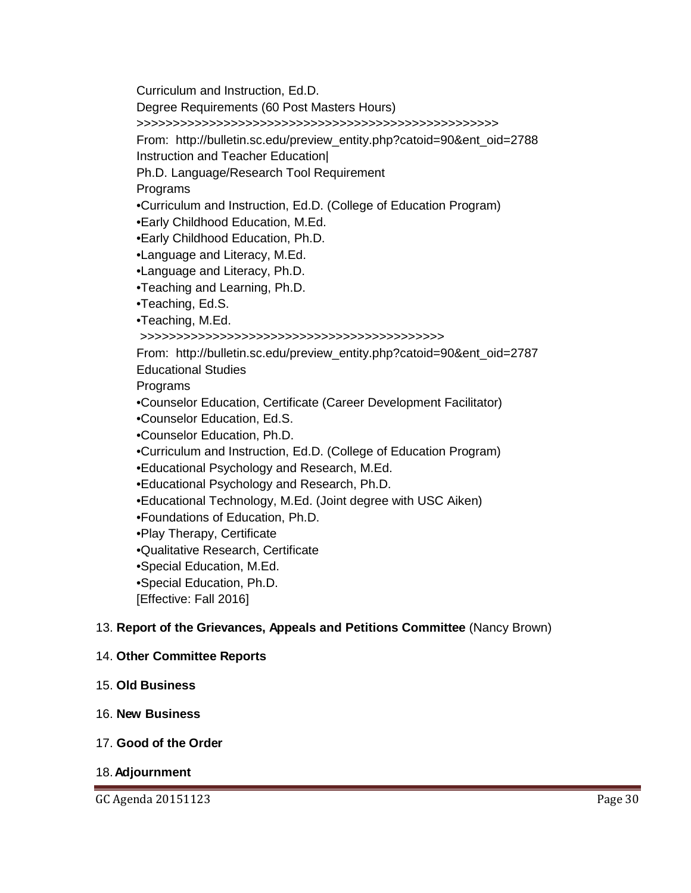Curriculum and Instruction, Ed.D.

Degree Requirements (60 Post Masters Hours)

>>>>>>>>>>>>>>>>>>>>>>>>>>>>>>>>>>>>>>>>>>>>>>>>>>>>>

From: http://bulletin.sc.edu/preview_entity.php?catoid=90&ent_oid=2788

Instruction and Teacher Education|

Ph.D. Language/Research Tool Requirement

Programs

•Curriculum and Instruction, Ed.D. (College of Education Program)
•Early Childhood Education, M.Ed.
•Early Childhood Education, Ph.D.
•Language and Literacy, M.Ed.
•Language and Literacy, Ph.D.
•Teaching and Learning, Ph.D.
•Teaching, Ed.S.
•Teaching, M.Ed.

>>>>>>>>>>>>>>>>>>>>>>>>>>>>>>>>>>>>>>>>>>>

From: http://bulletin.sc.edu/preview_entity.php?catoid=90&ent_oid=2787

Educational Studies

Programs

•Counselor Education, Certificate (Career Development Facilitator)
•Counselor Education, Ed.S.
•Counselor Education, Ph.D.
•Curriculum and Instruction, Ed.D. (College of Education Program)
•Educational Psychology and Research, M.Ed.
•Educational Psychology and Research, Ph.D.
•Educational Technology, M.Ed. (Joint degree with USC Aiken)
•Foundations of Education, Ph.D.
•Play Therapy, Certificate
•Qualitative Research, Certificate
•Special Education, M.Ed.
•Special Education, Ph.D.

[Effective: Fall 2016]

13. **Report of the Grievances, Appeals and Petitions Committee** (Nancy Brown)

14. **Other Committee Reports**

15. **Old Business**

16. **New Business**

17. **Good of the Order**

18. **Adjournment**